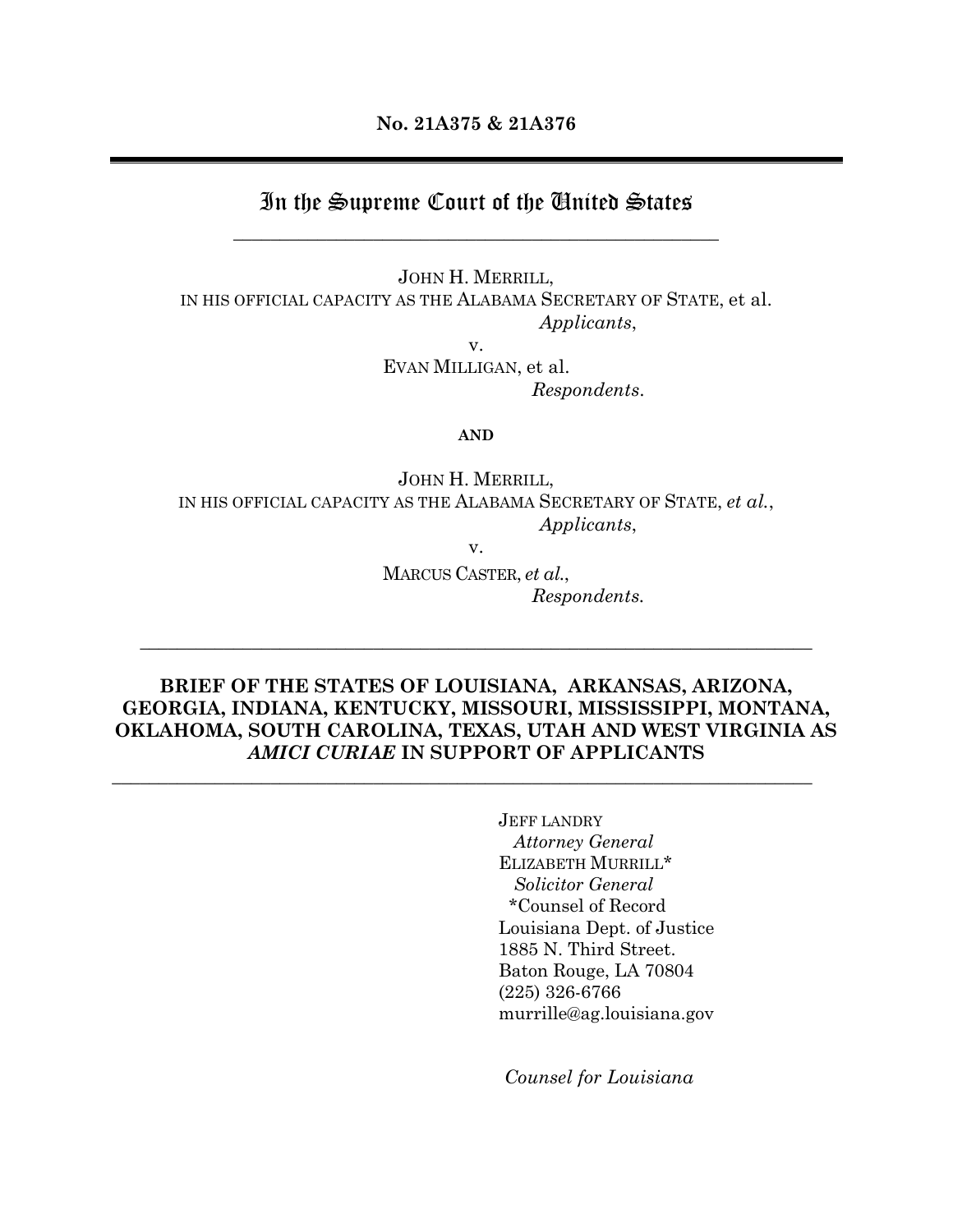**No. 21A375 & 21A376**

---

# In the Supreme Court of the United States

---

JOHN H. MERRILL,
IN HIS OFFICIAL CAPACITY AS THE ALABAMA SECRETARY OF STATE, et al.
*Applicants*,

v.

EVAN MILLIGAN, et al.
*Respondents*.

**AND**

JOHN H. MERRILL,
IN HIS OFFICIAL CAPACITY AS THE ALABAMA SECRETARY OF STATE, *et al.*,
*Applicants*,

v.

MARCUS CASTER, *et al.*,
*Respondents.*

---

**BRIEF OF THE STATES OF LOUISIANA, ARKANSAS, ARIZONA, GEORGIA, INDIANA, KENTUCKY, MISSOURI, MISSISSIPPI, MONTANA, OKLAHOMA, SOUTH CAROLINA, TEXAS, UTAH AND WEST VIRGINIA AS *AMICI CURIAE* IN SUPPORT OF APPLICANTS**

---

JEFF LANDRY
*Attorney General*
ELIZABETH MURRILL*
*Solicitor General*
*Counsel of Record
Louisiana Dept. of Justice
1885 N. Third Street.
Baton Rouge, LA 70804
(225) 326-6766
murrille@ag.louisiana.gov

*Counsel for Louisiana*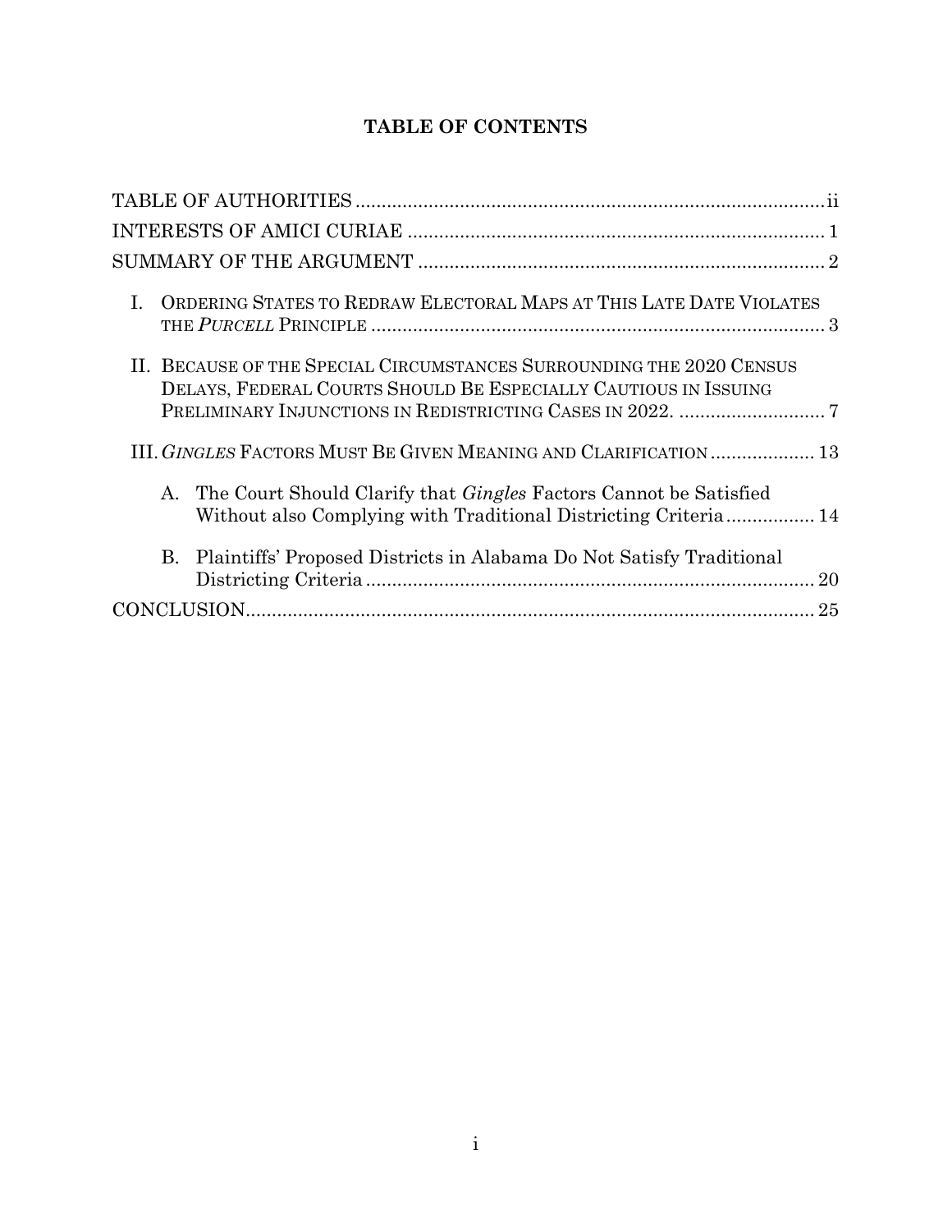# TABLE OF CONTENTS

TABLE OF AUTHORITIES ........................................................................................ ii

INTERESTS OF AMICI CURIAE .............................................................................. 1

SUMMARY OF THE ARGUMENT ............................................................................ 2

I. ORDERING STATES TO REDRAW ELECTORAL MAPS AT THIS LATE DATE VIOLATES THE *PURCELL* PRINCIPLE ...................................................................................... 3

II. BECAUSE OF THE SPECIAL CIRCUMSTANCES SURROUNDING THE 2020 CENSUS DELAYS, FEDERAL COURTS SHOULD BE ESPECIALLY CAUTIOUS IN ISSUING PRELIMINARY INJUNCTIONS IN REDISTRICTING CASES IN 2022. ........................... 7

III. *GINGLES* FACTORS MUST BE GIVEN MEANING AND CLARIFICATION .................... 13

A. The Court Should Clarify that *Gingles* Factors Cannot be Satisfied Without also Complying with Traditional Districting Criteria ................ 14

B. Plaintiffs' Proposed Districts in Alabama Do Not Satisfy Traditional Districting Criteria ..................................................................................... 20

CONCLUSION.......................................................................................................... 25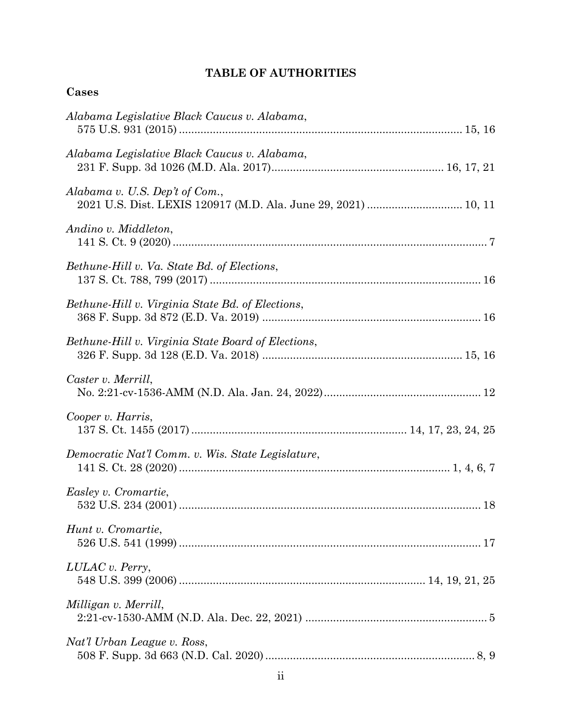# TABLE OF AUTHORITIES

## Cases

*Alabama Legislative Black Caucus v. Alabama*,
575 U.S. 931 (2015) .......................................................................................... 15, 16

*Alabama Legislative Black Caucus v. Alabama*,
231 F. Supp. 3d 1026 (M.D. Ala. 2017)....................................................... 16, 17, 21

*Alabama v. U.S. Dep't of Com.*,
2021 U.S. Dist. LEXIS 120917 (M.D. Ala. June 29, 2021) .............................. 10, 11

*Andino v. Middleton*,
141 S. Ct. 9 (2020) ...................................................................................................... 7

*Bethune-Hill v. Va. State Bd. of Elections*,
137 S. Ct. 788, 799 (2017) ........................................................................................ 16

*Bethune-Hill v. Virginia State Bd. of Elections*,
368 F. Supp. 3d 872 (E.D. Va. 2019) ...................................................................... 16

*Bethune-Hill v. Virginia State Board of Elections*,
326 F. Supp. 3d 128 (E.D. Va. 2018) ................................................................ 15, 16

*Caster v. Merrill*,
No. 2:21-cv-1536-AMM (N.D. Ala. Jan. 24, 2022).................................................. 12

*Cooper v. Harris*,
137 S. Ct. 1455 (2017) ..................................................................... 14, 17, 23, 24, 25

*Democratic Nat'l Comm. v. Wis. State Legislature*,
141 S. Ct. 28 (2020) ....................................................................................... 1, 4, 6, 7

*Easley v. Cromartie*,
532 U.S. 234 (2001) .................................................................................................. 18

*Hunt v. Cromartie*,
526 U.S. 541 (1999) .................................................................................................. 17

*LULAC v. Perry*,
548 U.S. 399 (2006) ................................................................................ 14, 19, 21, 25

*Milligan v. Merrill*,
2:21-cv-1530-AMM (N.D. Ala. Dec. 22, 2021) .......................................................... 5

*Nat'l Urban League v. Ross*,
508 F. Supp. 3d 663 (N.D. Cal. 2020) .................................................................... 8, 9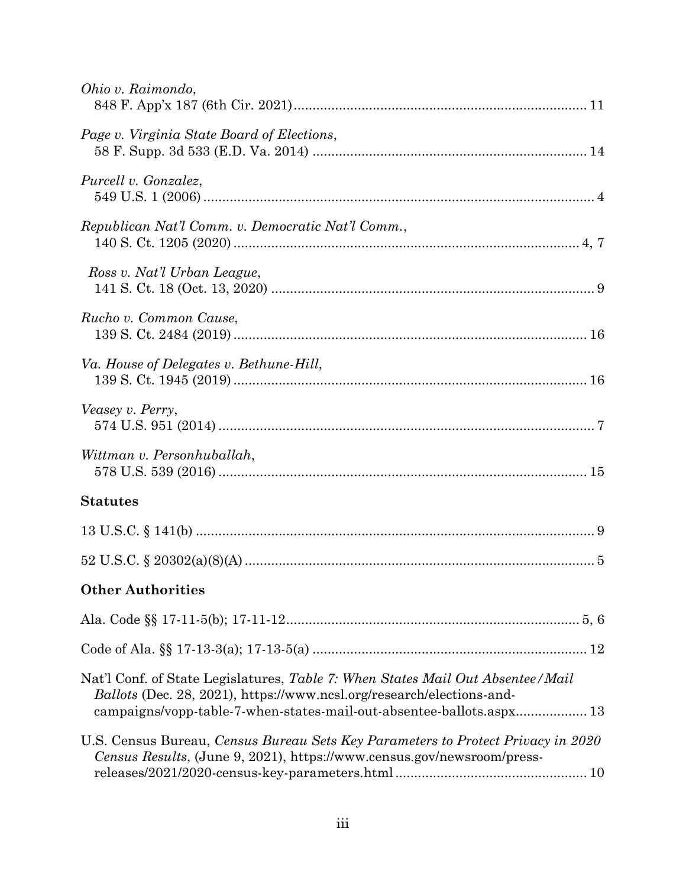*Ohio v. Raimondo*,
848 F. App'x 187 (6th Cir. 2021) ............................................................................ 11

*Page v. Virginia State Board of Elections*,
58 F. Supp. 3d 533 (E.D. Va. 2014) ........................................................................ 14

*Purcell v. Gonzalez*,
549 U.S. 1 (2006) ....................................................................................................... 4

*Republican Nat'l Comm. v. Democratic Nat'l Comm.*,
140 S. Ct. 1205 (2020) ........................................................................................... 4, 7

*Ross v. Nat'l Urban League*,
141 S. Ct. 18 (Oct. 13, 2020) ..................................................................................... 9

*Rucho v. Common Cause*,
139 S. Ct. 2484 (2019) ............................................................................................. 16

*Va. House of Delegates v. Bethune-Hill*,
139 S. Ct. 1945 (2019) ............................................................................................. 16

*Veasey v. Perry*,
574 U.S. 951 (2014) ................................................................................................... 7

*Wittman v. Personhuballah*,
578 U.S. 539 (2016) ................................................................................................. 15

**Statutes**

13 U.S.C. § 141(b) ......................................................................................................... 9

52 U.S.C. § 20302(a)(8)(A) ........................................................................................... 5

**Other Authorities**

Ala. Code §§ 17-11-5(b); 17-11-12 ............................................................................ 5, 6

Code of Ala. §§ 17-13-3(a); 17-13-5(a) ....................................................................... 12

Nat'l Conf. of State Legislatures, *Table 7: When States Mail Out Absentee/Mail Ballots* (Dec. 28, 2021), https://www.ncsl.org/research/elections-and-campaigns/vopp-table-7-when-states-mail-out-absentee-ballots.aspx .................. 13

U.S. Census Bureau, *Census Bureau Sets Key Parameters to Protect Privacy in 2020 Census Results*, (June 9, 2021), https://www.census.gov/newsroom/press-releases/2021/2020-census-key-parameters.html .................................................. 10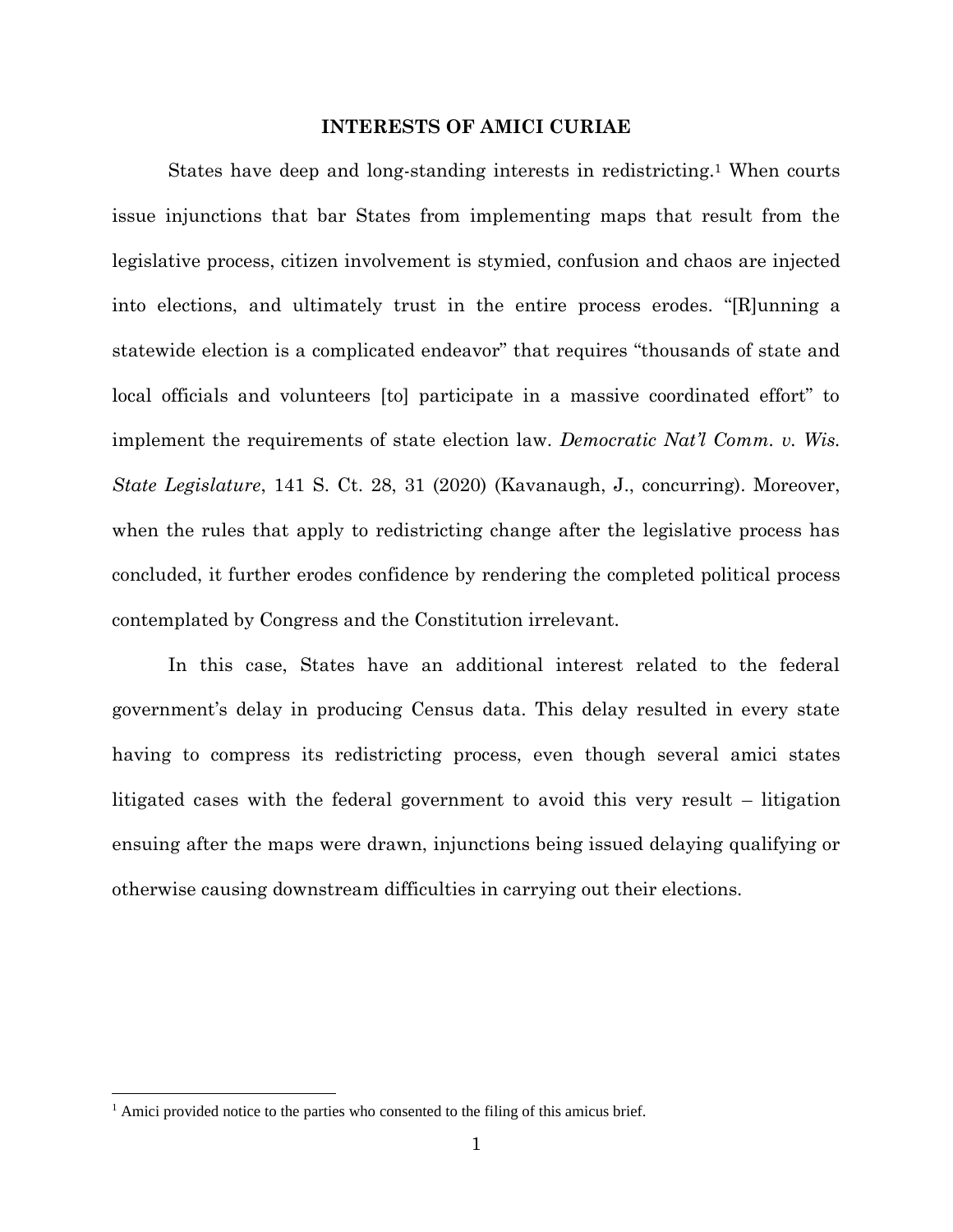## INTERESTS OF AMICI CURIAE

States have deep and long-standing interests in redistricting.[1] When courts issue injunctions that bar States from implementing maps that result from the legislative process, citizen involvement is stymied, confusion and chaos are injected into elections, and ultimately trust in the entire process erodes. "[R]unning a statewide election is a complicated endeavor" that requires "thousands of state and local officials and volunteers [to] participate in a massive coordinated effort" to implement the requirements of state election law. *Democratic Nat'l Comm. v. Wis. State Legislature*, 141 S. Ct. 28, 31 (2020) (Kavanaugh, J., concurring). Moreover, when the rules that apply to redistricting change after the legislative process has concluded, it further erodes confidence by rendering the completed political process contemplated by Congress and the Constitution irrelevant.

In this case, States have an additional interest related to the federal government's delay in producing Census data. This delay resulted in every state having to compress its redistricting process, even though several amici states litigated cases with the federal government to avoid this very result – litigation ensuing after the maps were drawn, injunctions being issued delaying qualifying or otherwise causing downstream difficulties in carrying out their elections.

[1] Amici provided notice to the parties who consented to the filing of this amicus brief.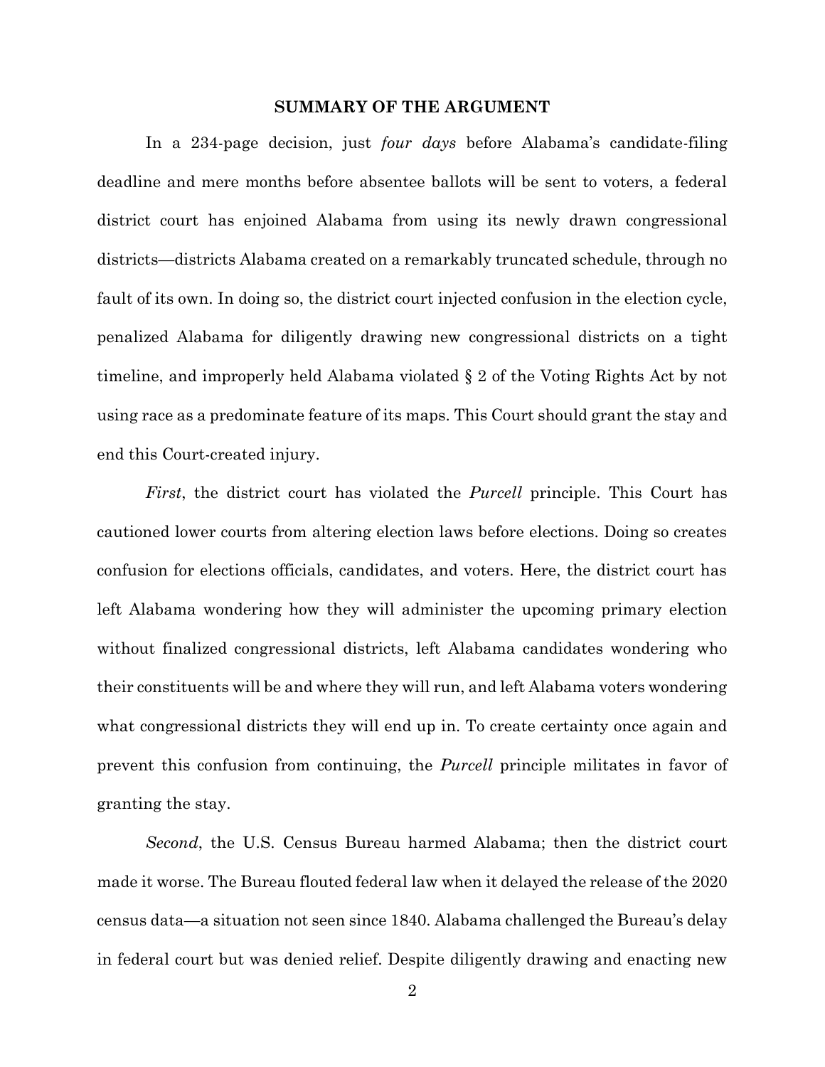## SUMMARY OF THE ARGUMENT

In a 234-page decision, just *four days* before Alabama's candidate-filing deadline and mere months before absentee ballots will be sent to voters, a federal district court has enjoined Alabama from using its newly drawn congressional districts—districts Alabama created on a remarkably truncated schedule, through no fault of its own. In doing so, the district court injected confusion in the election cycle, penalized Alabama for diligently drawing new congressional districts on a tight timeline, and improperly held Alabama violated § 2 of the Voting Rights Act by not using race as a predominate feature of its maps. This Court should grant the stay and end this Court-created injury.

*First*, the district court has violated the *Purcell* principle. This Court has cautioned lower courts from altering election laws before elections. Doing so creates confusion for elections officials, candidates, and voters. Here, the district court has left Alabama wondering how they will administer the upcoming primary election without finalized congressional districts, left Alabama candidates wondering who their constituents will be and where they will run, and left Alabama voters wondering what congressional districts they will end up in. To create certainty once again and prevent this confusion from continuing, the *Purcell* principle militates in favor of granting the stay.

*Second*, the U.S. Census Bureau harmed Alabama; then the district court made it worse. The Bureau flouted federal law when it delayed the release of the 2020 census data—a situation not seen since 1840. Alabama challenged the Bureau's delay in federal court but was denied relief. Despite diligently drawing and enacting new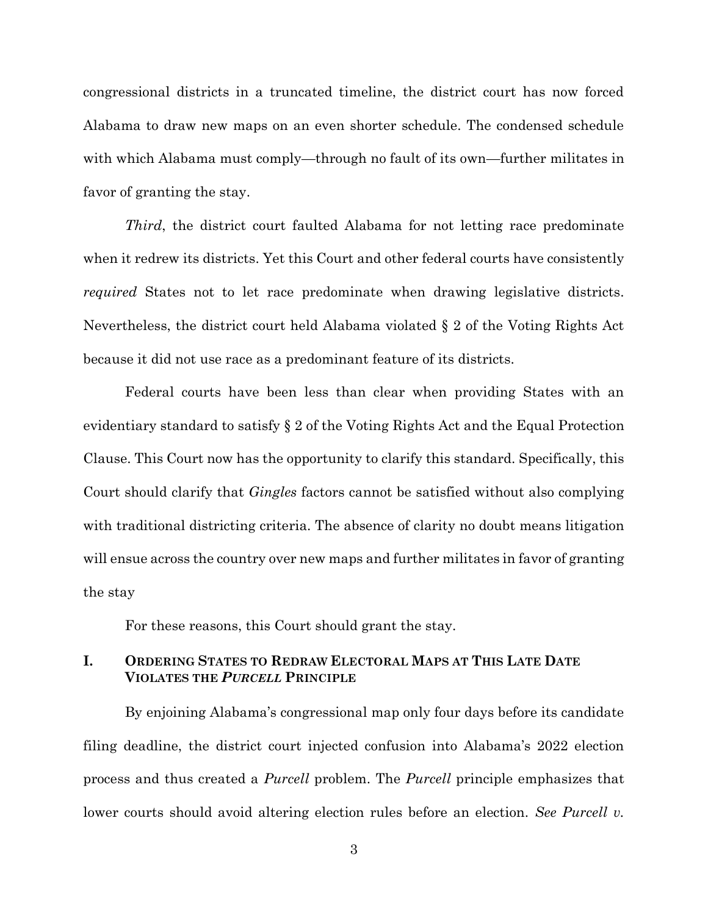congressional districts in a truncated timeline, the district court has now forced Alabama to draw new maps on an even shorter schedule. The condensed schedule with which Alabama must comply—through no fault of its own—further militates in favor of granting the stay.

*Third*, the district court faulted Alabama for not letting race predominate when it redrew its districts. Yet this Court and other federal courts have consistently *required* States not to let race predominate when drawing legislative districts. Nevertheless, the district court held Alabama violated § 2 of the Voting Rights Act because it did not use race as a predominant feature of its districts.

Federal courts have been less than clear when providing States with an evidentiary standard to satisfy § 2 of the Voting Rights Act and the Equal Protection Clause. This Court now has the opportunity to clarify this standard. Specifically, this Court should clarify that *Gingles* factors cannot be satisfied without also complying with traditional districting criteria. The absence of clarity no doubt means litigation will ensue across the country over new maps and further militates in favor of granting the stay

For these reasons, this Court should grant the stay.

## I. Ordering States to Redraw Electoral Maps at This Late Date Violates the *Purcell* Principle

By enjoining Alabama's congressional map only four days before its candidate filing deadline, the district court injected confusion into Alabama's 2022 election process and thus created a *Purcell* problem. The *Purcell* principle emphasizes that lower courts should avoid altering election rules before an election. *See Purcell v.*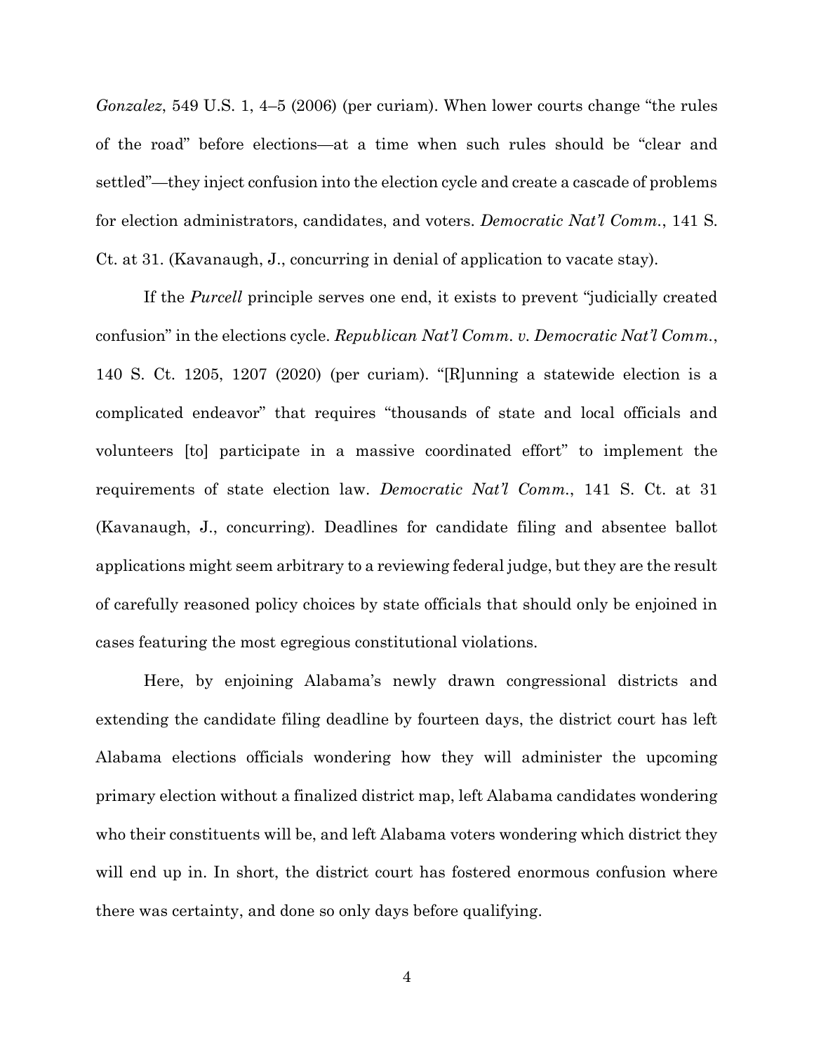*Gonzalez*, 549 U.S. 1, 4–5 (2006) (per curiam). When lower courts change "the rules of the road" before elections—at a time when such rules should be "clear and settled"—they inject confusion into the election cycle and create a cascade of problems for election administrators, candidates, and voters. *Democratic Nat'l Comm.*, 141 S. Ct. at 31. (Kavanaugh, J., concurring in denial of application to vacate stay).

If the *Purcell* principle serves one end, it exists to prevent "judicially created confusion" in the elections cycle. *Republican Nat'l Comm. v. Democratic Nat'l Comm.*, 140 S. Ct. 1205, 1207 (2020) (per curiam). "[R]unning a statewide election is a complicated endeavor" that requires "thousands of state and local officials and volunteers [to] participate in a massive coordinated effort" to implement the requirements of state election law. *Democratic Nat'l Comm.*, 141 S. Ct. at 31 (Kavanaugh, J., concurring). Deadlines for candidate filing and absentee ballot applications might seem arbitrary to a reviewing federal judge, but they are the result of carefully reasoned policy choices by state officials that should only be enjoined in cases featuring the most egregious constitutional violations.

Here, by enjoining Alabama's newly drawn congressional districts and extending the candidate filing deadline by fourteen days, the district court has left Alabama elections officials wondering how they will administer the upcoming primary election without a finalized district map, left Alabama candidates wondering who their constituents will be, and left Alabama voters wondering which district they will end up in. In short, the district court has fostered enormous confusion where there was certainty, and done so only days before qualifying.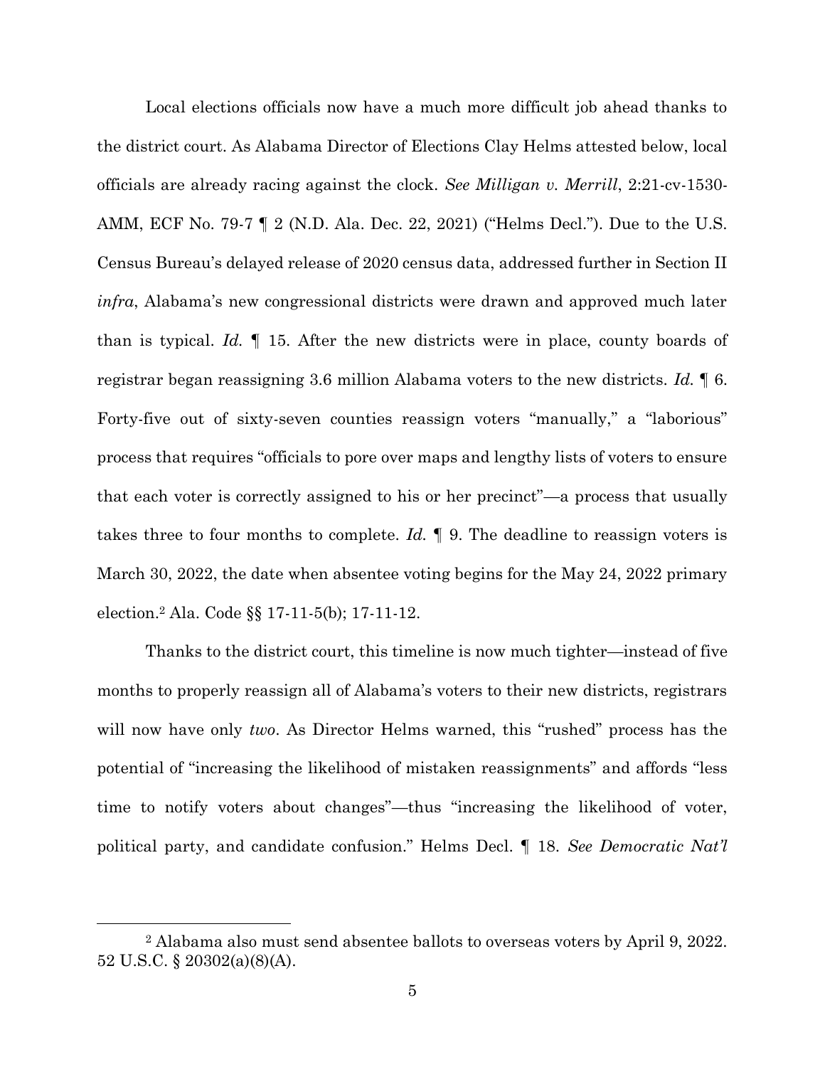Local elections officials now have a much more difficult job ahead thanks to the district court. As Alabama Director of Elections Clay Helms attested below, local officials are already racing against the clock. *See Milligan v. Merrill*, 2:21-cv-1530-AMM, ECF No. 79-7 ¶ 2 (N.D. Ala. Dec. 22, 2021) ("Helms Decl."). Due to the U.S. Census Bureau's delayed release of 2020 census data, addressed further in Section II *infra*, Alabama's new congressional districts were drawn and approved much later than is typical. *Id.* ¶ 15. After the new districts were in place, county boards of registrar began reassigning 3.6 million Alabama voters to the new districts. *Id.* ¶ 6. Forty-five out of sixty-seven counties reassign voters "manually," a "laborious" process that requires "officials to pore over maps and lengthy lists of voters to ensure that each voter is correctly assigned to his or her precinct"—a process that usually takes three to four months to complete. *Id.* ¶ 9. The deadline to reassign voters is March 30, 2022, the date when absentee voting begins for the May 24, 2022 primary election.[2] Ala. Code §§ 17-11-5(b); 17-11-12.

Thanks to the district court, this timeline is now much tighter—instead of five months to properly reassign all of Alabama's voters to their new districts, registrars will now have only *two*. As Director Helms warned, this "rushed" process has the potential of "increasing the likelihood of mistaken reassignments" and affords "less time to notify voters about changes"—thus "increasing the likelihood of voter, political party, and candidate confusion." Helms Decl. ¶ 18. *See Democratic Nat'l*

[2] Alabama also must send absentee ballots to overseas voters by April 9, 2022. 52 U.S.C. § 20302(a)(8)(A).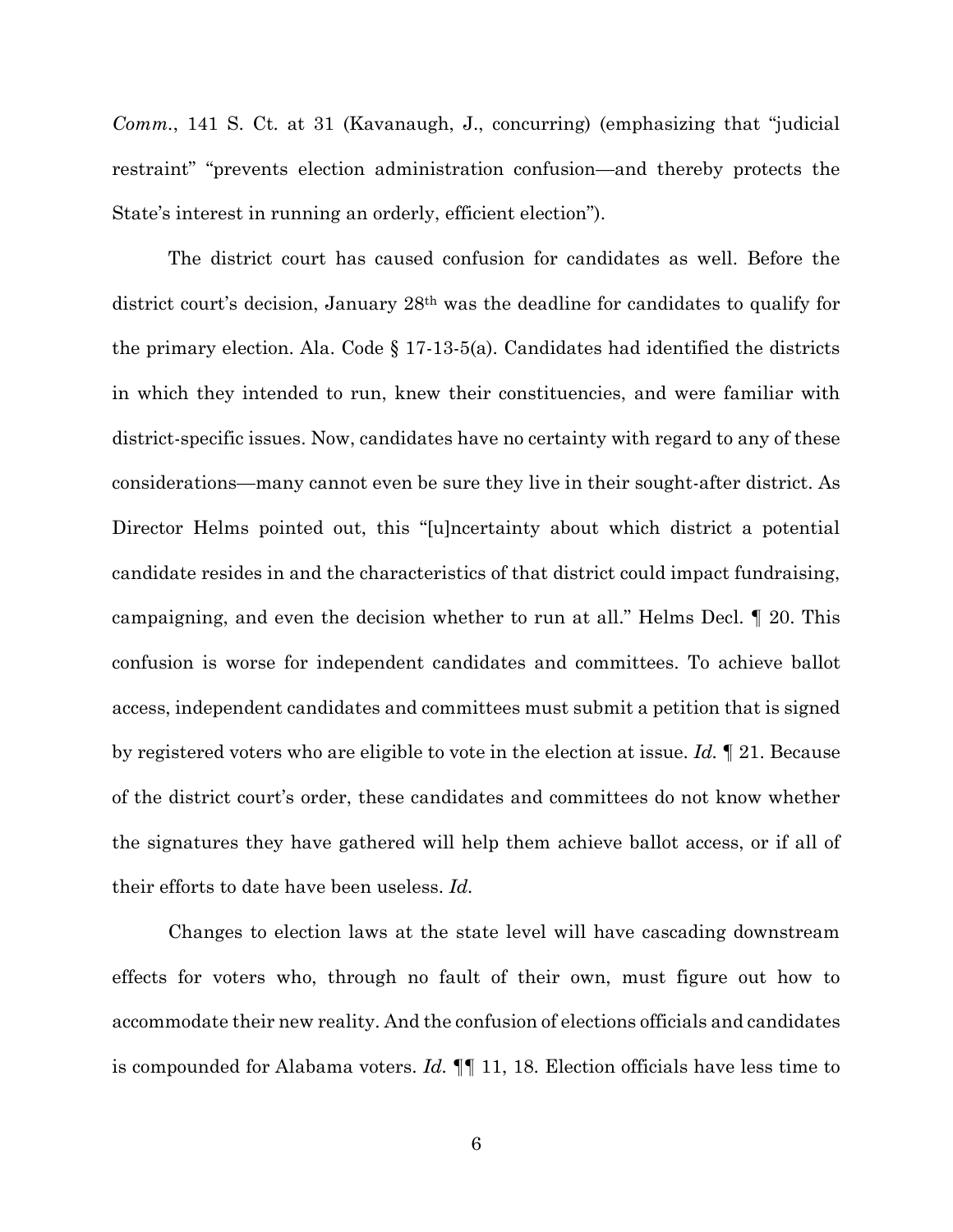*Comm.*, 141 S. Ct. at 31 (Kavanaugh, J., concurring) (emphasizing that "judicial restraint" "prevents election administration confusion—and thereby protects the State's interest in running an orderly, efficient election").

The district court has caused confusion for candidates as well. Before the district court's decision, January 28th was the deadline for candidates to qualify for the primary election. Ala. Code § 17-13-5(a). Candidates had identified the districts in which they intended to run, knew their constituencies, and were familiar with district-specific issues. Now, candidates have no certainty with regard to any of these considerations—many cannot even be sure they live in their sought-after district. As Director Helms pointed out, this "[u]ncertainty about which district a potential candidate resides in and the characteristics of that district could impact fundraising, campaigning, and even the decision whether to run at all." Helms Decl. ¶ 20. This confusion is worse for independent candidates and committees. To achieve ballot access, independent candidates and committees must submit a petition that is signed by registered voters who are eligible to vote in the election at issue. *Id.* ¶ 21. Because of the district court's order, these candidates and committees do not know whether the signatures they have gathered will help them achieve ballot access, or if all of their efforts to date have been useless. *Id.*

Changes to election laws at the state level will have cascading downstream effects for voters who, through no fault of their own, must figure out how to accommodate their new reality. And the confusion of elections officials and candidates is compounded for Alabama voters. *Id.* ¶¶ 11, 18. Election officials have less time to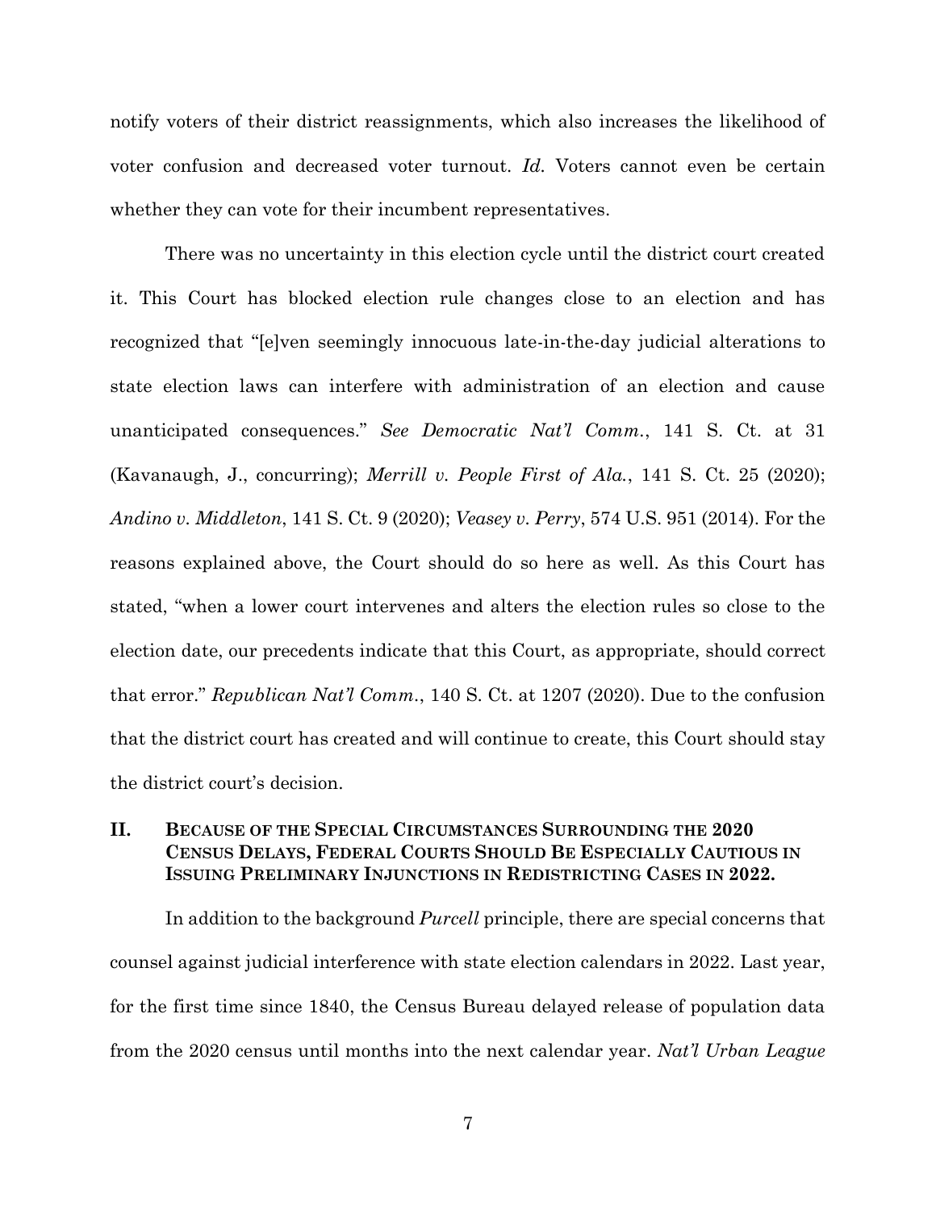notify voters of their district reassignments, which also increases the likelihood of voter confusion and decreased voter turnout. *Id.* Voters cannot even be certain whether they can vote for their incumbent representatives.

There was no uncertainty in this election cycle until the district court created it. This Court has blocked election rule changes close to an election and has recognized that "[e]ven seemingly innocuous late-in-the-day judicial alterations to state election laws can interfere with administration of an election and cause unanticipated consequences." *See Democratic Nat'l Comm.*, 141 S. Ct. at 31 (Kavanaugh, J., concurring); *Merrill v. People First of Ala.*, 141 S. Ct. 25 (2020); *Andino v. Middleton*, 141 S. Ct. 9 (2020); *Veasey v. Perry*, 574 U.S. 951 (2014). For the reasons explained above, the Court should do so here as well. As this Court has stated, "when a lower court intervenes and alters the election rules so close to the election date, our precedents indicate that this Court, as appropriate, should correct that error." *Republican Nat'l Comm.*, 140 S. Ct. at 1207 (2020). Due to the confusion that the district court has created and will continue to create, this Court should stay the district court's decision.

## II. Because of the Special Circumstances Surrounding the 2020 Census Delays, Federal Courts Should Be Especially Cautious in Issuing Preliminary Injunctions in Redistricting Cases in 2022.

In addition to the background *Purcell* principle, there are special concerns that counsel against judicial interference with state election calendars in 2022. Last year, for the first time since 1840, the Census Bureau delayed release of population data from the 2020 census until months into the next calendar year. *Nat'l Urban League*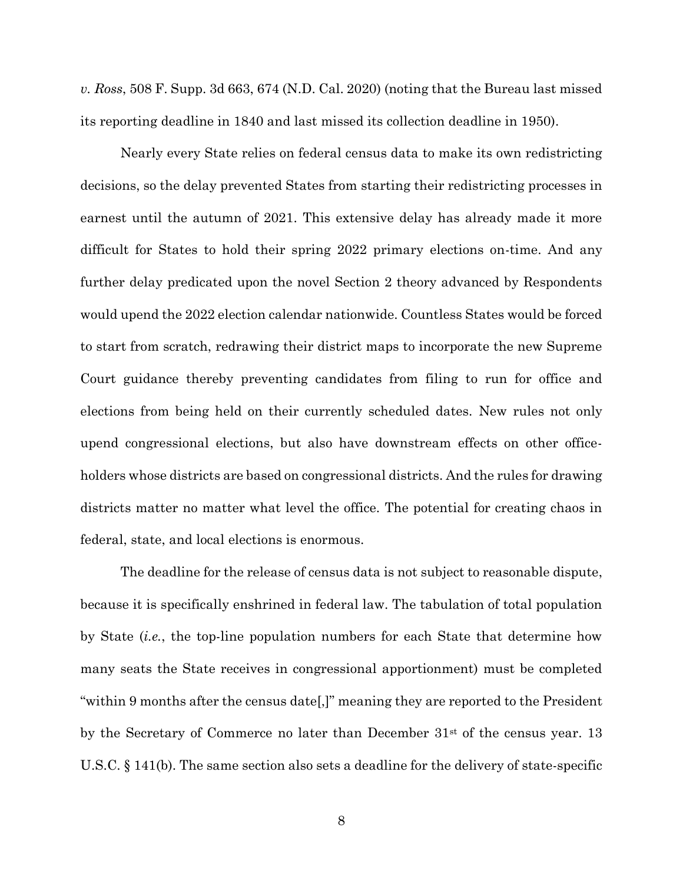*v. Ross*, 508 F. Supp. 3d 663, 674 (N.D. Cal. 2020) (noting that the Bureau last missed its reporting deadline in 1840 and last missed its collection deadline in 1950).

Nearly every State relies on federal census data to make its own redistricting decisions, so the delay prevented States from starting their redistricting processes in earnest until the autumn of 2021. This extensive delay has already made it more difficult for States to hold their spring 2022 primary elections on-time. And any further delay predicated upon the novel Section 2 theory advanced by Respondents would upend the 2022 election calendar nationwide. Countless States would be forced to start from scratch, redrawing their district maps to incorporate the new Supreme Court guidance thereby preventing candidates from filing to run for office and elections from being held on their currently scheduled dates. New rules not only upend congressional elections, but also have downstream effects on other office-holders whose districts are based on congressional districts. And the rules for drawing districts matter no matter what level the office. The potential for creating chaos in federal, state, and local elections is enormous.

The deadline for the release of census data is not subject to reasonable dispute, because it is specifically enshrined in federal law. The tabulation of total population by State (*i.e.*, the top-line population numbers for each State that determine how many seats the State receives in congressional apportionment) must be completed "within 9 months after the census date[,]" meaning they are reported to the President by the Secretary of Commerce no later than December 31st of the census year. 13 U.S.C. § 141(b). The same section also sets a deadline for the delivery of state-specific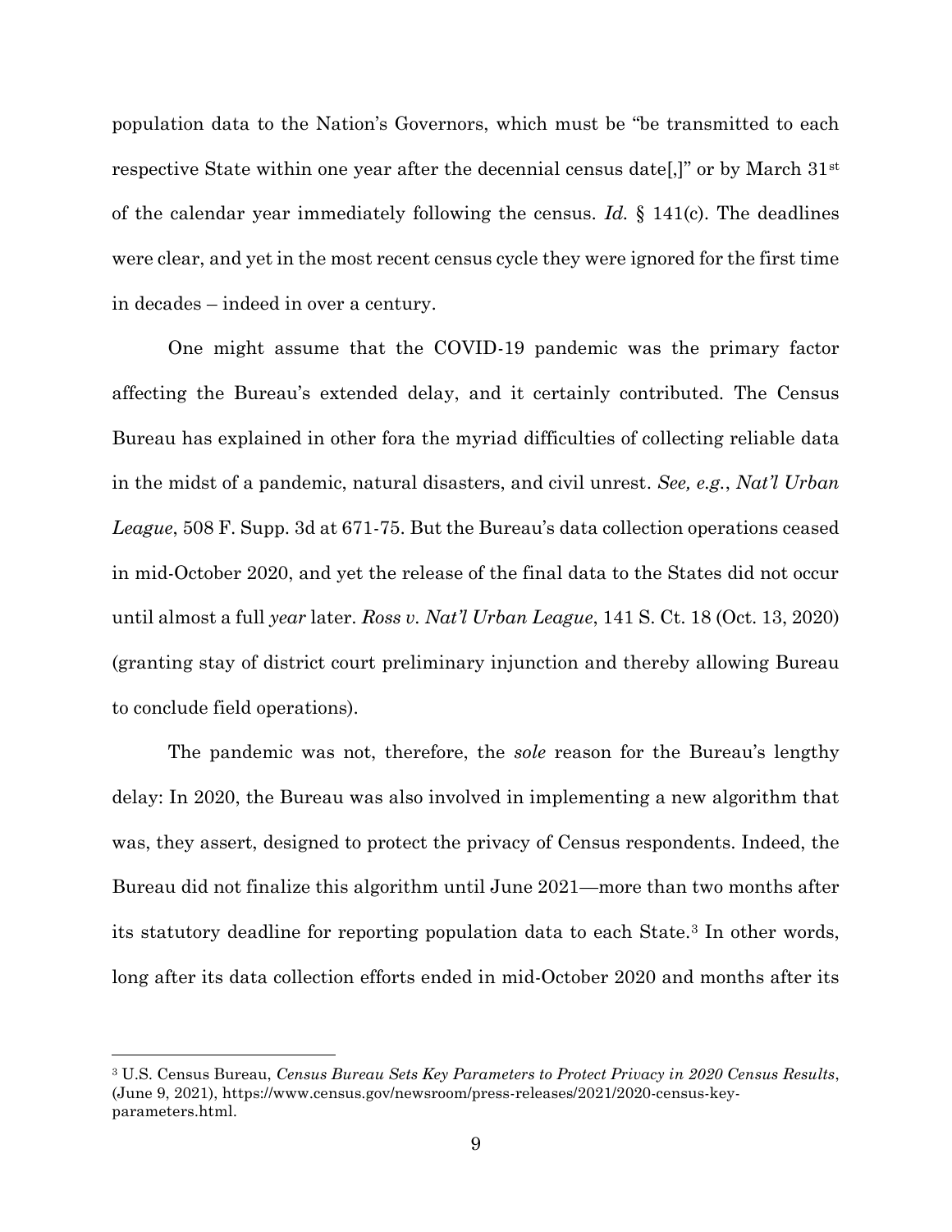population data to the Nation's Governors, which must be "be transmitted to each respective State within one year after the decennial census date[,]" or by March 31st of the calendar year immediately following the census. *Id.* § 141(c). The deadlines were clear, and yet in the most recent census cycle they were ignored for the first time in decades – indeed in over a century.

One might assume that the COVID-19 pandemic was the primary factor affecting the Bureau's extended delay, and it certainly contributed. The Census Bureau has explained in other fora the myriad difficulties of collecting reliable data in the midst of a pandemic, natural disasters, and civil unrest. *See, e.g.*, *Nat'l Urban League*, 508 F. Supp. 3d at 671-75. But the Bureau's data collection operations ceased in mid-October 2020, and yet the release of the final data to the States did not occur until almost a full *year* later. *Ross v. Nat'l Urban League*, 141 S. Ct. 18 (Oct. 13, 2020) (granting stay of district court preliminary injunction and thereby allowing Bureau to conclude field operations).

The pandemic was not, therefore, the *sole* reason for the Bureau's lengthy delay: In 2020, the Bureau was also involved in implementing a new algorithm that was, they assert, designed to protect the privacy of Census respondents. Indeed, the Bureau did not finalize this algorithm until June 2021—more than two months after its statutory deadline for reporting population data to each State.[3] In other words, long after its data collection efforts ended in mid-October 2020 and months after its

---

[3] U.S. Census Bureau, *Census Bureau Sets Key Parameters to Protect Privacy in 2020 Census Results*, (June 9, 2021), https://www.census.gov/newsroom/press-releases/2021/2020-census-key-parameters.html.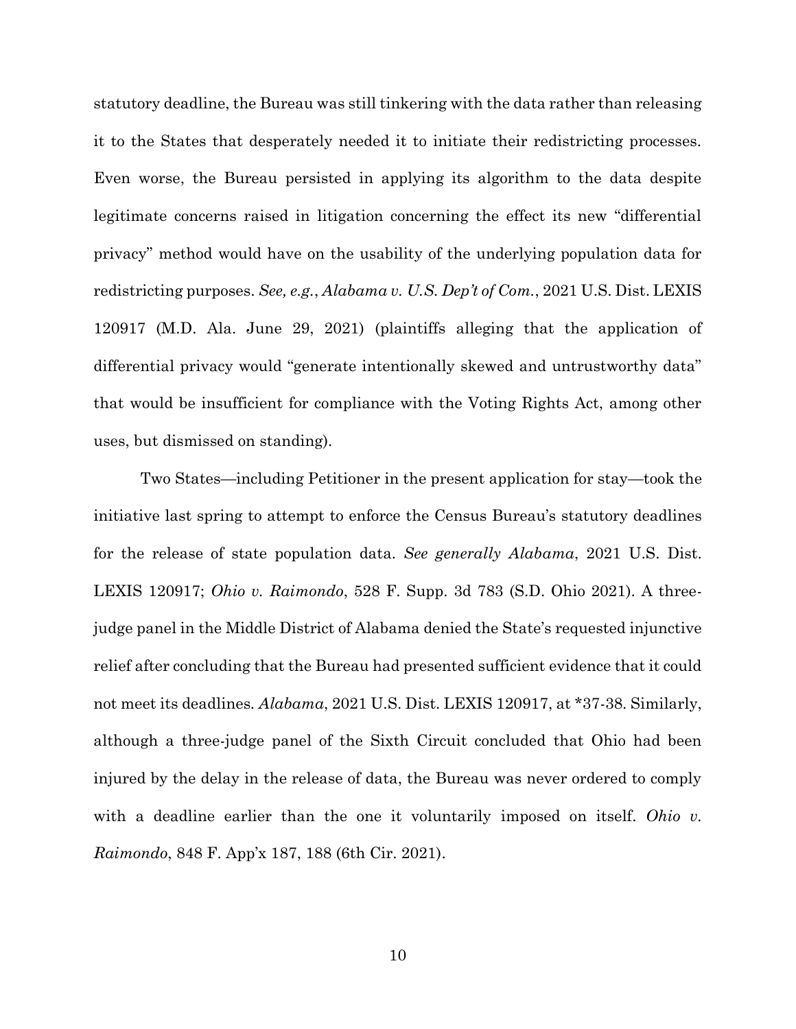statutory deadline, the Bureau was still tinkering with the data rather than releasing it to the States that desperately needed it to initiate their redistricting processes. Even worse, the Bureau persisted in applying its algorithm to the data despite legitimate concerns raised in litigation concerning the effect its new "differential privacy" method would have on the usability of the underlying population data for redistricting purposes. *See, e.g.*, *Alabama v. U.S. Dep't of Com.*, 2021 U.S. Dist. LEXIS 120917 (M.D. Ala. June 29, 2021) (plaintiffs alleging that the application of differential privacy would "generate intentionally skewed and untrustworthy data" that would be insufficient for compliance with the Voting Rights Act, among other uses, but dismissed on standing).

Two States—including Petitioner in the present application for stay—took the initiative last spring to attempt to enforce the Census Bureau's statutory deadlines for the release of state population data. *See generally Alabama*, 2021 U.S. Dist. LEXIS 120917; *Ohio v. Raimondo*, 528 F. Supp. 3d 783 (S.D. Ohio 2021). A three-judge panel in the Middle District of Alabama denied the State's requested injunctive relief after concluding that the Bureau had presented sufficient evidence that it could not meet its deadlines. *Alabama*, 2021 U.S. Dist. LEXIS 120917, at *37-38. Similarly, although a three-judge panel of the Sixth Circuit concluded that Ohio had been injured by the delay in the release of data, the Bureau was never ordered to comply with a deadline earlier than the one it voluntarily imposed on itself. *Ohio v. Raimondo*, 848 F. App'x 187, 188 (6th Cir. 2021).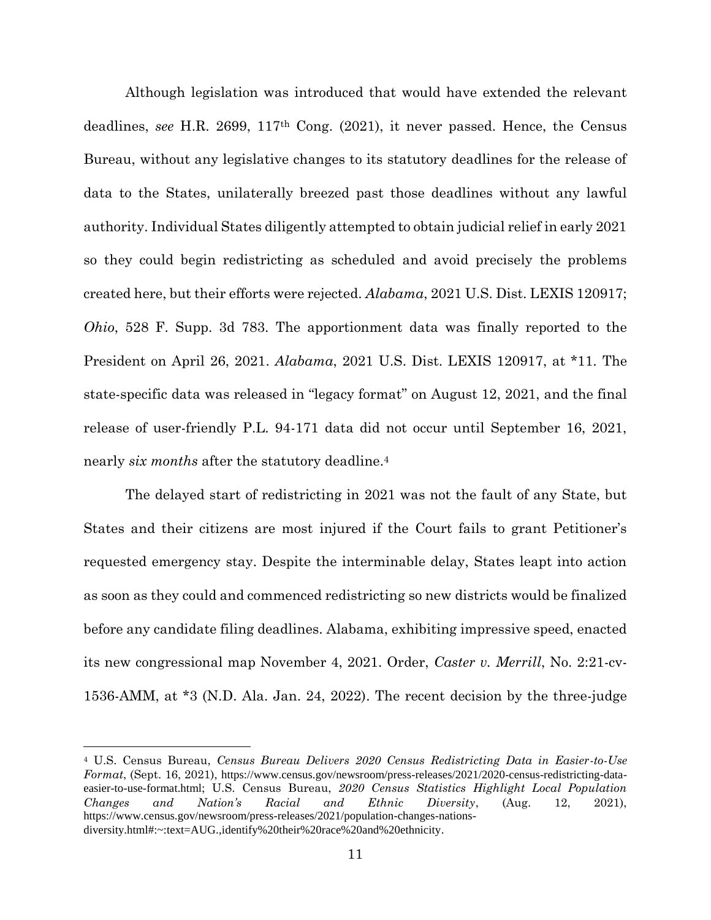Although legislation was introduced that would have extended the relevant deadlines, *see* H.R. 2699, 117th Cong. (2021), it never passed. Hence, the Census Bureau, without any legislative changes to its statutory deadlines for the release of data to the States, unilaterally breezed past those deadlines without any lawful authority. Individual States diligently attempted to obtain judicial relief in early 2021 so they could begin redistricting as scheduled and avoid precisely the problems created here, but their efforts were rejected. *Alabama*, 2021 U.S. Dist. LEXIS 120917; *Ohio*, 528 F. Supp. 3d 783. The apportionment data was finally reported to the President on April 26, 2021. *Alabama*, 2021 U.S. Dist. LEXIS 120917, at *11. The state-specific data was released in "legacy format" on August 12, 2021, and the final release of user-friendly P.L. 94-171 data did not occur until September 16, 2021, nearly *six months* after the statutory deadline.[4]

The delayed start of redistricting in 2021 was not the fault of any State, but States and their citizens are most injured if the Court fails to grant Petitioner's requested emergency stay. Despite the interminable delay, States leapt into action as soon as they could and commenced redistricting so new districts would be finalized before any candidate filing deadlines. Alabama, exhibiting impressive speed, enacted its new congressional map November 4, 2021. Order, *Caster v. Merrill*, No. 2:21-cv-1536-AMM, at *3 (N.D. Ala. Jan. 24, 2022). The recent decision by the three-judge

---

[4] U.S. Census Bureau, *Census Bureau Delivers 2020 Census Redistricting Data in Easier-to-Use Format*, (Sept. 16, 2021), https://www.census.gov/newsroom/press-releases/2021/2020-census-redistricting-data-easier-to-use-format.html; U.S. Census Bureau, *2020 Census Statistics Highlight Local Population Changes and Nation's Racial and Ethnic Diversity*, (Aug. 12, 2021), https://www.census.gov/newsroom/press-releases/2021/population-changes-nations-diversity.html#:~:text=AUG.,identify%20their%20race%20and%20ethnicity.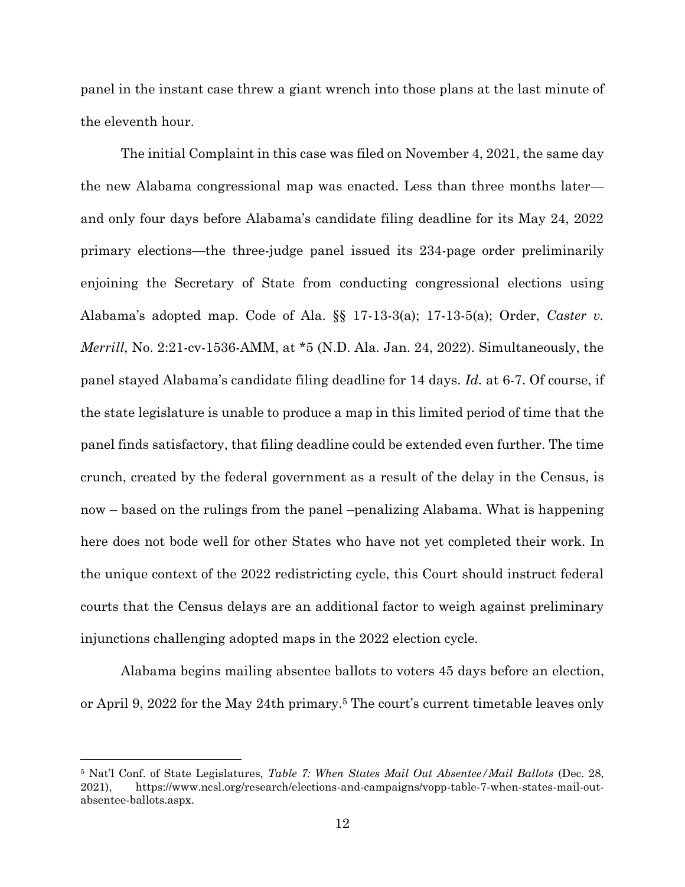panel in the instant case threw a giant wrench into those plans at the last minute of the eleventh hour.

The initial Complaint in this case was filed on November 4, 2021, the same day the new Alabama congressional map was enacted. Less than three months later—and only four days before Alabama's candidate filing deadline for its May 24, 2022 primary elections—the three-judge panel issued its 234-page order preliminarily enjoining the Secretary of State from conducting congressional elections using Alabama's adopted map. Code of Ala. §§ 17-13-3(a); 17-13-5(a); Order, *Caster v. Merrill*, No. 2:21-cv-1536-AMM, at *5 (N.D. Ala. Jan. 24, 2022). Simultaneously, the panel stayed Alabama's candidate filing deadline for 14 days. *Id.* at 6-7. Of course, if the state legislature is unable to produce a map in this limited period of time that the panel finds satisfactory, that filing deadline could be extended even further. The time crunch, created by the federal government as a result of the delay in the Census, is now – based on the rulings from the panel –penalizing Alabama. What is happening here does not bode well for other States who have not yet completed their work. In the unique context of the 2022 redistricting cycle, this Court should instruct federal courts that the Census delays are an additional factor to weigh against preliminary injunctions challenging adopted maps in the 2022 election cycle.

Alabama begins mailing absentee ballots to voters 45 days before an election, or April 9, 2022 for the May 24th primary.[5] The court's current timetable leaves only

---

[5] Nat'l Conf. of State Legislatures, *Table 7: When States Mail Out Absentee/Mail Ballots* (Dec. 28, 2021), https://www.ncsl.org/research/elections-and-campaigns/vopp-table-7-when-states-mail-out-absentee-ballots.aspx.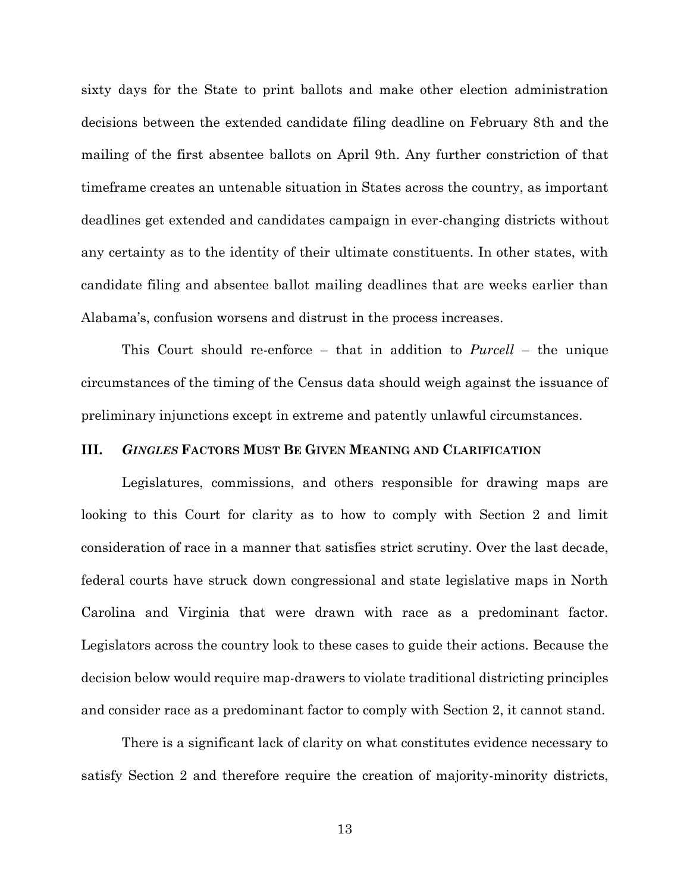sixty days for the State to print ballots and make other election administration decisions between the extended candidate filing deadline on February 8th and the mailing of the first absentee ballots on April 9th. Any further constriction of that timeframe creates an untenable situation in States across the country, as important deadlines get extended and candidates campaign in ever-changing districts without any certainty as to the identity of their ultimate constituents. In other states, with candidate filing and absentee ballot mailing deadlines that are weeks earlier than Alabama's, confusion worsens and distrust in the process increases.

This Court should re-enforce – that in addition to *Purcell* – the unique circumstances of the timing of the Census data should weigh against the issuance of preliminary injunctions except in extreme and patently unlawful circumstances.

## III. *GINGLES* FACTORS MUST BE GIVEN MEANING AND CLARIFICATION

Legislatures, commissions, and others responsible for drawing maps are looking to this Court for clarity as to how to comply with Section 2 and limit consideration of race in a manner that satisfies strict scrutiny. Over the last decade, federal courts have struck down congressional and state legislative maps in North Carolina and Virginia that were drawn with race as a predominant factor. Legislators across the country look to these cases to guide their actions. Because the decision below would require map-drawers to violate traditional districting principles and consider race as a predominant factor to comply with Section 2, it cannot stand.

There is a significant lack of clarity on what constitutes evidence necessary to satisfy Section 2 and therefore require the creation of majority-minority districts,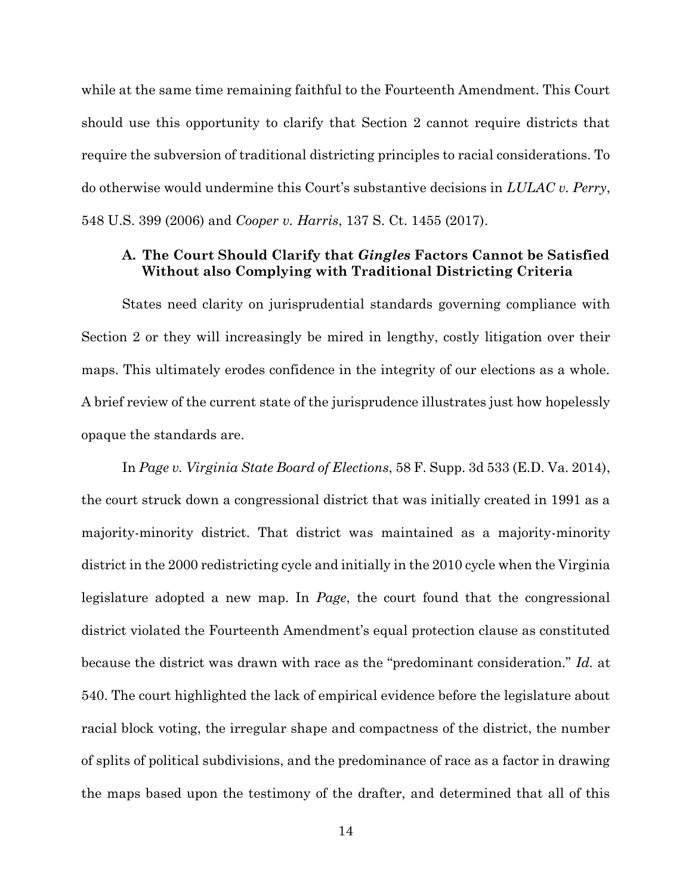while at the same time remaining faithful to the Fourteenth Amendment. This Court should use this opportunity to clarify that Section 2 cannot require districts that require the subversion of traditional districting principles to racial considerations. To do otherwise would undermine this Court's substantive decisions in *LULAC v. Perry*, 548 U.S. 399 (2006) and *Cooper v. Harris*, 137 S. Ct. 1455 (2017).

### A. The Court Should Clarify that *Gingles* Factors Cannot be Satisfied Without also Complying with Traditional Districting Criteria

States need clarity on jurisprudential standards governing compliance with Section 2 or they will increasingly be mired in lengthy, costly litigation over their maps. This ultimately erodes confidence in the integrity of our elections as a whole. A brief review of the current state of the jurisprudence illustrates just how hopelessly opaque the standards are.

In *Page v. Virginia State Board of Elections*, 58 F. Supp. 3d 533 (E.D. Va. 2014), the court struck down a congressional district that was initially created in 1991 as a majority-minority district. That district was maintained as a majority-minority district in the 2000 redistricting cycle and initially in the 2010 cycle when the Virginia legislature adopted a new map. In *Page*, the court found that the congressional district violated the Fourteenth Amendment's equal protection clause as constituted because the district was drawn with race as the "predominant consideration." *Id.* at 540. The court highlighted the lack of empirical evidence before the legislature about racial block voting, the irregular shape and compactness of the district, the number of splits of political subdivisions, and the predominance of race as a factor in drawing the maps based upon the testimony of the drafter, and determined that all of this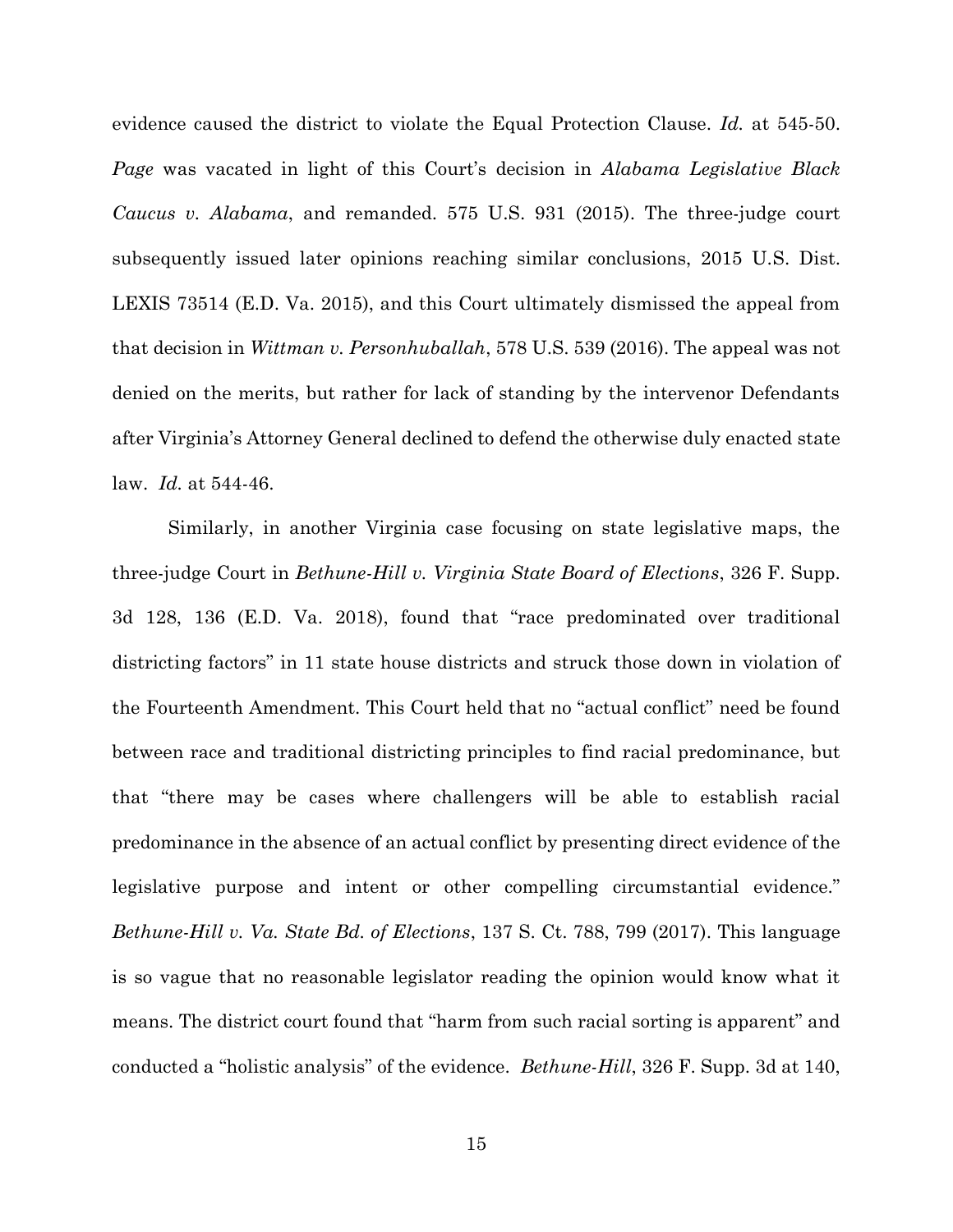evidence caused the district to violate the Equal Protection Clause. *Id.* at 545-50. *Page* was vacated in light of this Court's decision in *Alabama Legislative Black Caucus v. Alabama*, and remanded. 575 U.S. 931 (2015). The three-judge court subsequently issued later opinions reaching similar conclusions, 2015 U.S. Dist. LEXIS 73514 (E.D. Va. 2015), and this Court ultimately dismissed the appeal from that decision in *Wittman v. Personhuballah*, 578 U.S. 539 (2016). The appeal was not denied on the merits, but rather for lack of standing by the intervenor Defendants after Virginia's Attorney General declined to defend the otherwise duly enacted state law. *Id.* at 544-46.

Similarly, in another Virginia case focusing on state legislative maps, the three-judge Court in *Bethune-Hill v. Virginia State Board of Elections*, 326 F. Supp. 3d 128, 136 (E.D. Va. 2018), found that "race predominated over traditional districting factors" in 11 state house districts and struck those down in violation of the Fourteenth Amendment. This Court held that no "actual conflict" need be found between race and traditional districting principles to find racial predominance, but that "there may be cases where challengers will be able to establish racial predominance in the absence of an actual conflict by presenting direct evidence of the legislative purpose and intent or other compelling circumstantial evidence." *Bethune-Hill v. Va. State Bd. of Elections*, 137 S. Ct. 788, 799 (2017). This language is so vague that no reasonable legislator reading the opinion would know what it means. The district court found that "harm from such racial sorting is apparent" and conducted a "holistic analysis" of the evidence. *Bethune-Hill*, 326 F. Supp. 3d at 140,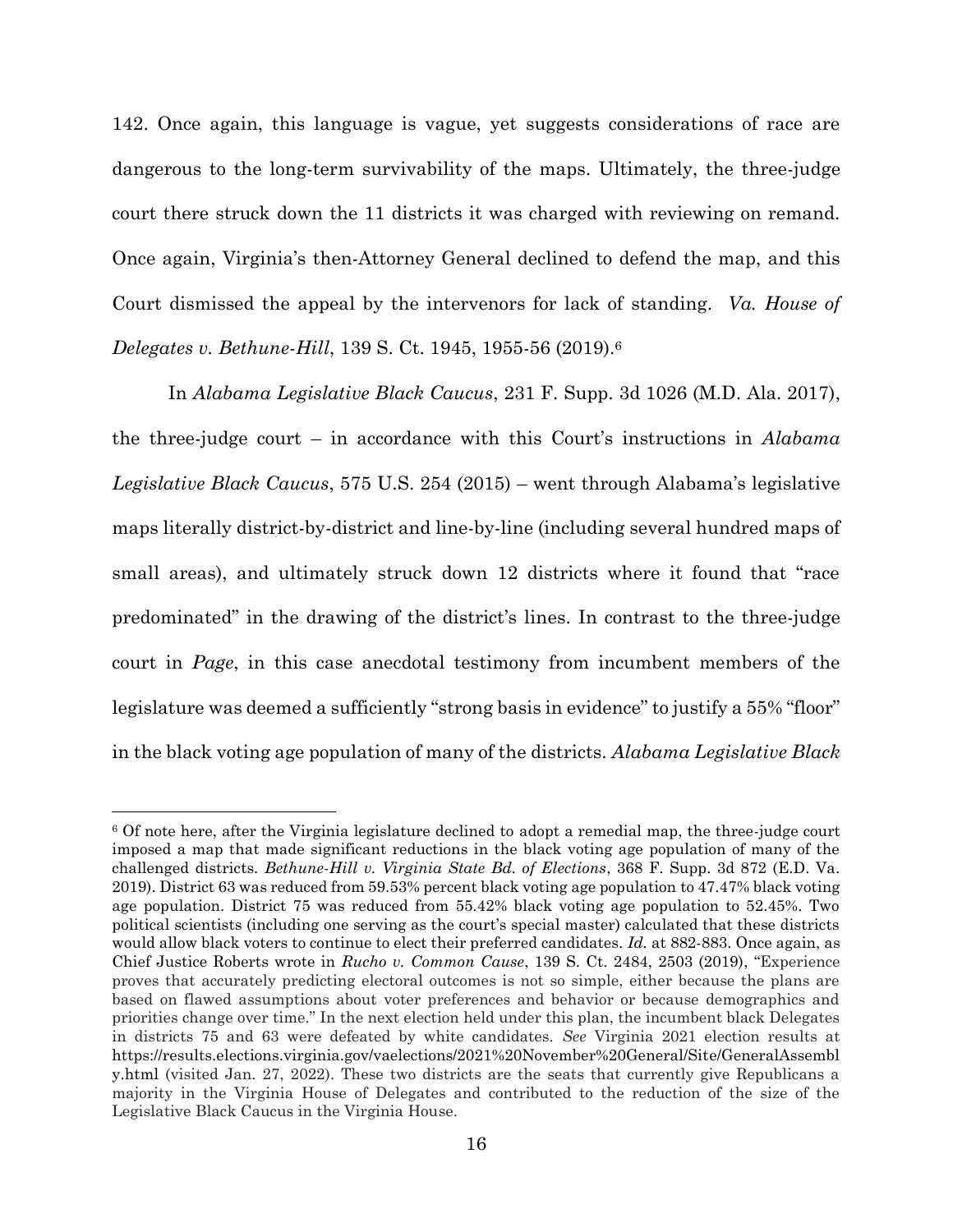142. Once again, this language is vague, yet suggests considerations of race are dangerous to the long-term survivability of the maps. Ultimately, the three-judge court there struck down the 11 districts it was charged with reviewing on remand. Once again, Virginia's then-Attorney General declined to defend the map, and this Court dismissed the appeal by the intervenors for lack of standing. *Va. House of Delegates v. Bethune-Hill*, 139 S. Ct. 1945, 1955-56 (2019).[6]

In *Alabama Legislative Black Caucus*, 231 F. Supp. 3d 1026 (M.D. Ala. 2017), the three-judge court – in accordance with this Court's instructions in *Alabama Legislative Black Caucus*, 575 U.S. 254 (2015) – went through Alabama's legislative maps literally district-by-district and line-by-line (including several hundred maps of small areas), and ultimately struck down 12 districts where it found that "race predominated" in the drawing of the district's lines. In contrast to the three-judge court in *Page*, in this case anecdotal testimony from incumbent members of the legislature was deemed a sufficiently "strong basis in evidence" to justify a 55% "floor" in the black voting age population of many of the districts. *Alabama Legislative Black*

---

[6] Of note here, after the Virginia legislature declined to adopt a remedial map, the three-judge court imposed a map that made significant reductions in the black voting age population of many of the challenged districts. *Bethune-Hill v. Virginia State Bd. of Elections*, 368 F. Supp. 3d 872 (E.D. Va. 2019). District 63 was reduced from 59.53% percent black voting age population to 47.47% black voting age population. District 75 was reduced from 55.42% black voting age population to 52.45%. Two political scientists (including one serving as the court's special master) calculated that these districts would allow black voters to continue to elect their preferred candidates. *Id.* at 882-883. Once again, as Chief Justice Roberts wrote in *Rucho v. Common Cause*, 139 S. Ct. 2484, 2503 (2019), "Experience proves that accurately predicting electoral outcomes is not so simple, either because the plans are based on flawed assumptions about voter preferences and behavior or because demographics and priorities change over time." In the next election held under this plan, the incumbent black Delegates in districts 75 and 63 were defeated by white candidates. *See* Virginia 2021 election results at https://results.elections.virginia.gov/vaelections/2021%20November%20General/Site/GeneralAssembly.html (visited Jan. 27, 2022). These two districts are the seats that currently give Republicans a majority in the Virginia House of Delegates and contributed to the reduction of the size of the Legislative Black Caucus in the Virginia House.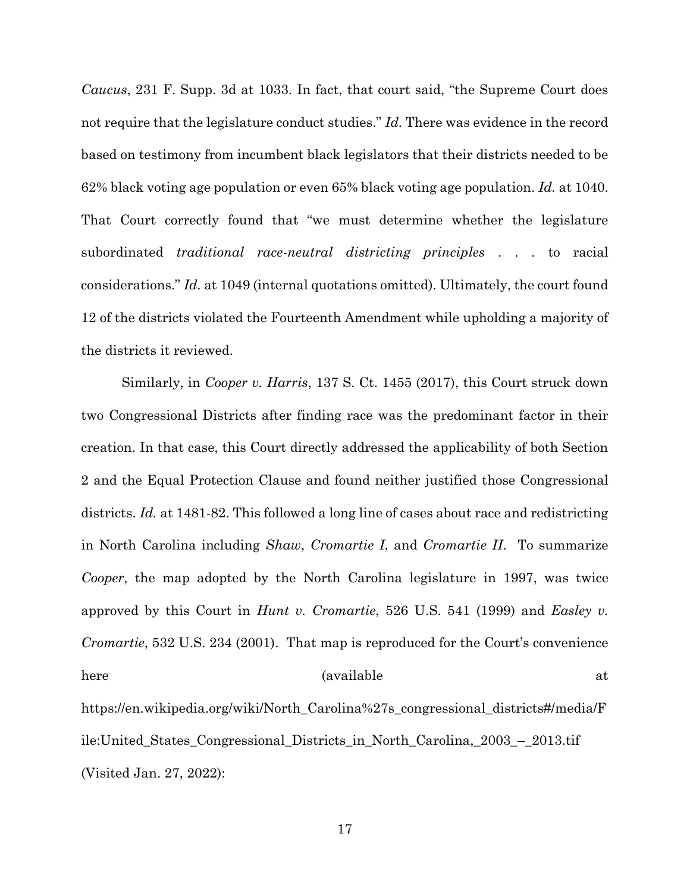*Caucus*, 231 F. Supp. 3d at 1033. In fact, that court said, "the Supreme Court does not require that the legislature conduct studies." *Id.* There was evidence in the record based on testimony from incumbent black legislators that their districts needed to be 62% black voting age population or even 65% black voting age population. *Id.* at 1040. That Court correctly found that "we must determine whether the legislature subordinated *traditional race-neutral districting principles* . . . to racial considerations." *Id.* at 1049 (internal quotations omitted). Ultimately, the court found 12 of the districts violated the Fourteenth Amendment while upholding a majority of the districts it reviewed.

Similarly, in *Cooper v. Harris*, 137 S. Ct. 1455 (2017), this Court struck down two Congressional Districts after finding race was the predominant factor in their creation. In that case, this Court directly addressed the applicability of both Section 2 and the Equal Protection Clause and found neither justified those Congressional districts. *Id.* at 1481-82. This followed a long line of cases about race and redistricting in North Carolina including *Shaw*, *Cromartie I*, and *Cromartie II*. To summarize *Cooper*, the map adopted by the North Carolina legislature in 1997, was twice approved by this Court in *Hunt v. Cromartie*, 526 U.S. 541 (1999) and *Easley v. Cromartie*, 532 U.S. 234 (2001). That map is reproduced for the Court's convenience here (available at https://en.wikipedia.org/wiki/North_Carolina%27s_congressional_districts#/media/File:United_States_Congressional_Districts_in_North_Carolina,_2003_–_2013.tif (Visited Jan. 27, 2022):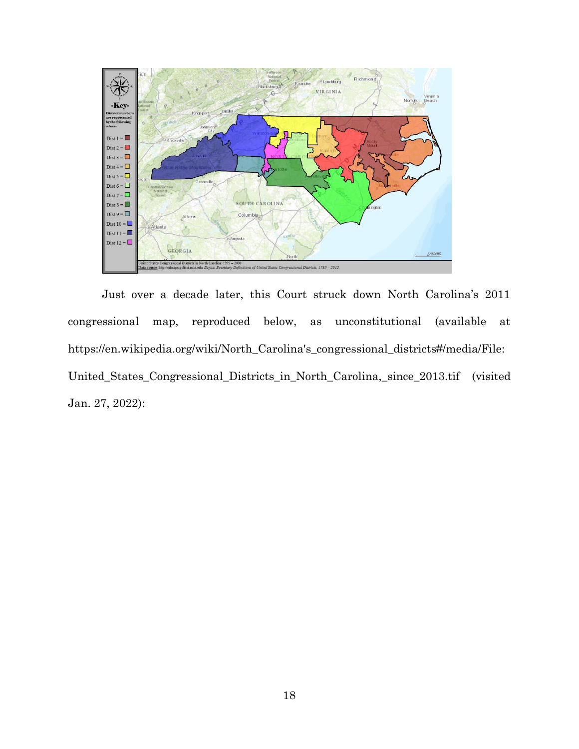Just over a decade later, this Court struck down North Carolina's 2011 congressional map, reproduced below, as unconstitutional (available at https://en.wikipedia.org/wiki/North_Carolina's_congressional_districts#/media/File:United_States_Congressional_Districts_in_North_Carolina,_since_2013.tif (visited Jan. 27, 2022):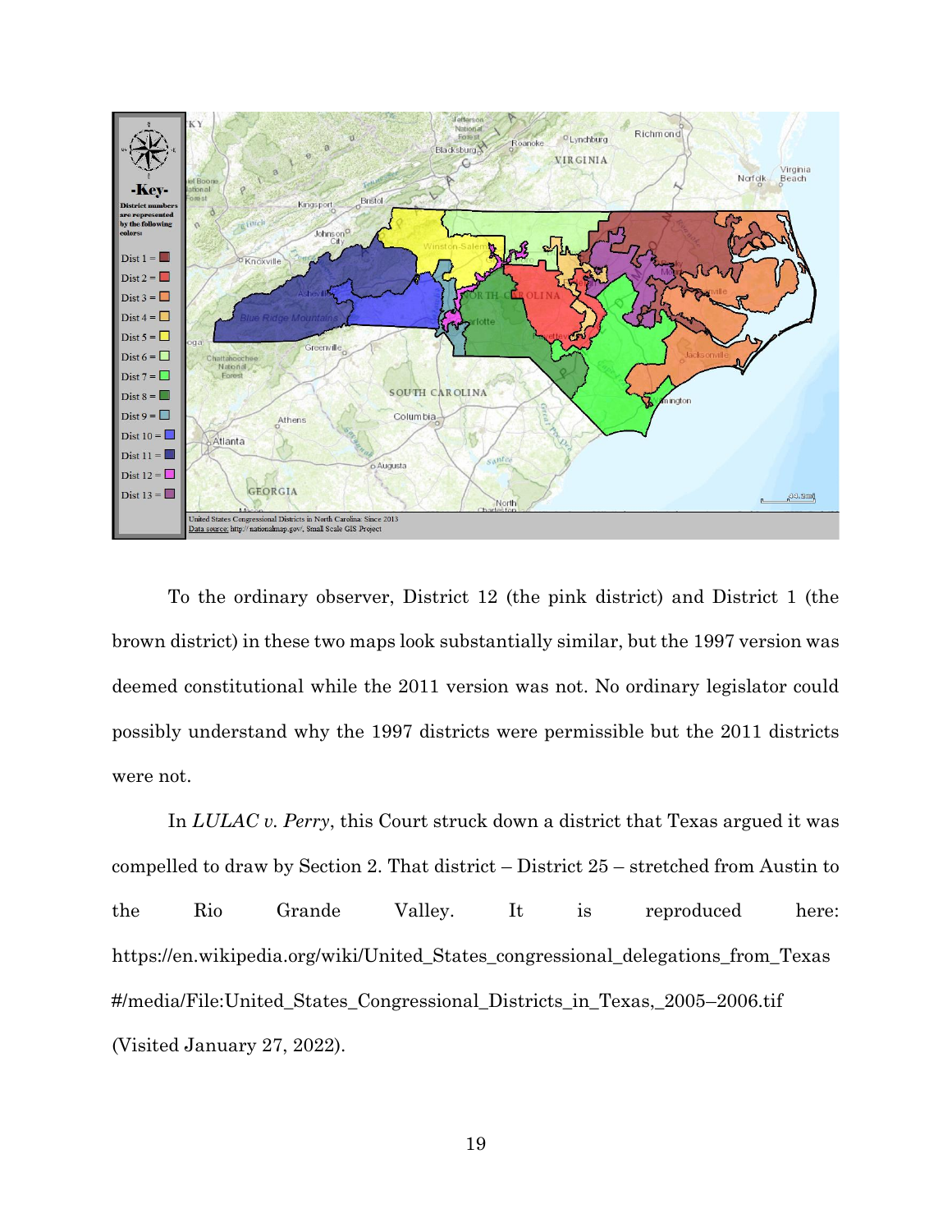To the ordinary observer, District 12 (the pink district) and District 1 (the brown district) in these two maps look substantially similar, but the 1997 version was deemed constitutional while the 2011 version was not. No ordinary legislator could possibly understand why the 1997 districts were permissible but the 2011 districts were not.

In *LULAC v. Perry*, this Court struck down a district that Texas argued it was compelled to draw by Section 2. That district – District 25 – stretched from Austin to the Rio Grande Valley. It is reproduced here: https://en.wikipedia.org/wiki/United_States_congressional_delegations_from_Texas#/media/File:United_States_Congressional_Districts_in_Texas,_2005–2006.tif (Visited January 27, 2022).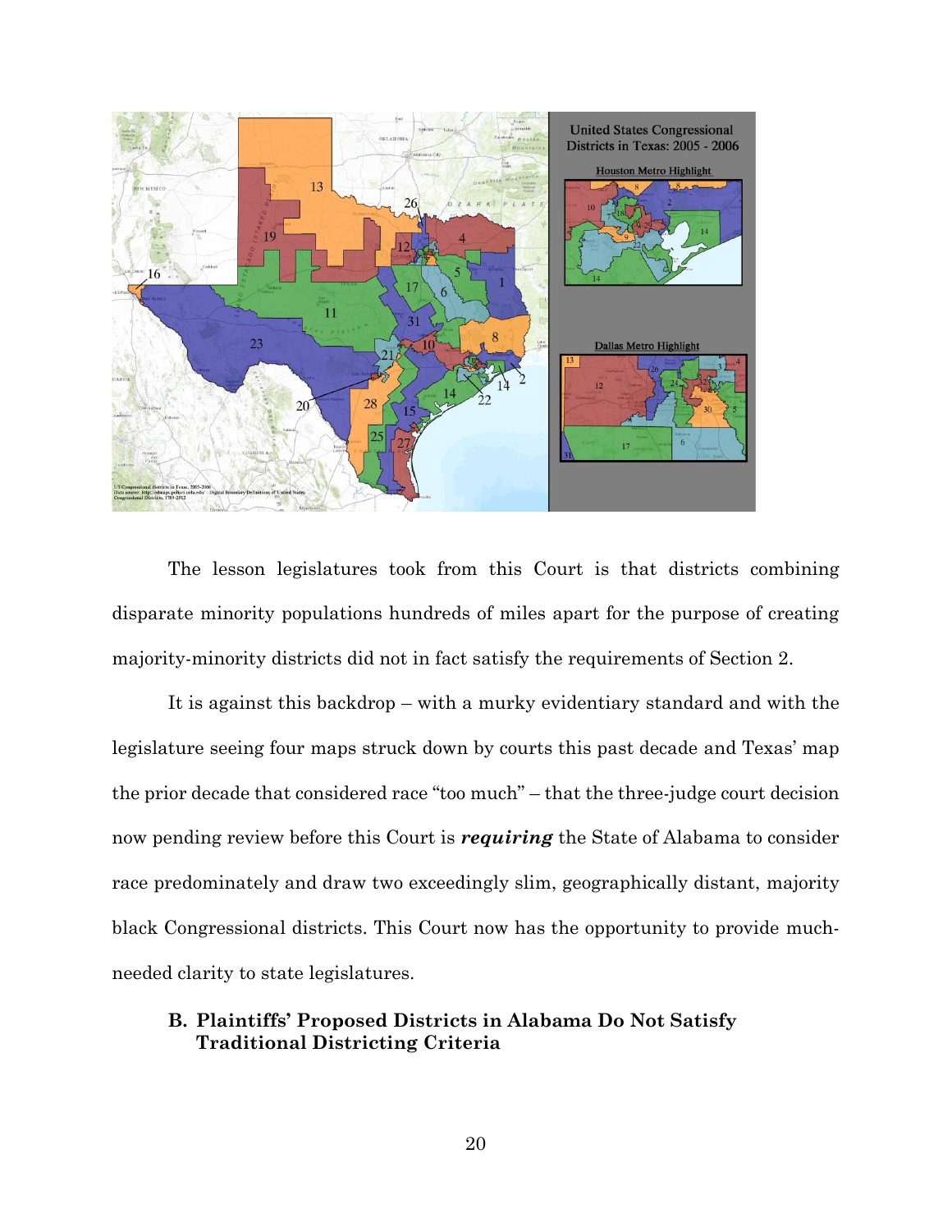The lesson legislatures took from this Court is that districts combining disparate minority populations hundreds of miles apart for the purpose of creating majority-minority districts did not in fact satisfy the requirements of Section 2.

It is against this backdrop – with a murky evidentiary standard and with the legislature seeing four maps struck down by courts this past decade and Texas' map the prior decade that considered race "too much" – that the three-judge court decision now pending review before this Court is ***requiring*** the State of Alabama to consider race predominately and draw two exceedingly slim, geographically distant, majority black Congressional districts. This Court now has the opportunity to provide much-needed clarity to state legislatures.

### B. Plaintiffs' Proposed Districts in Alabama Do Not Satisfy Traditional Districting Criteria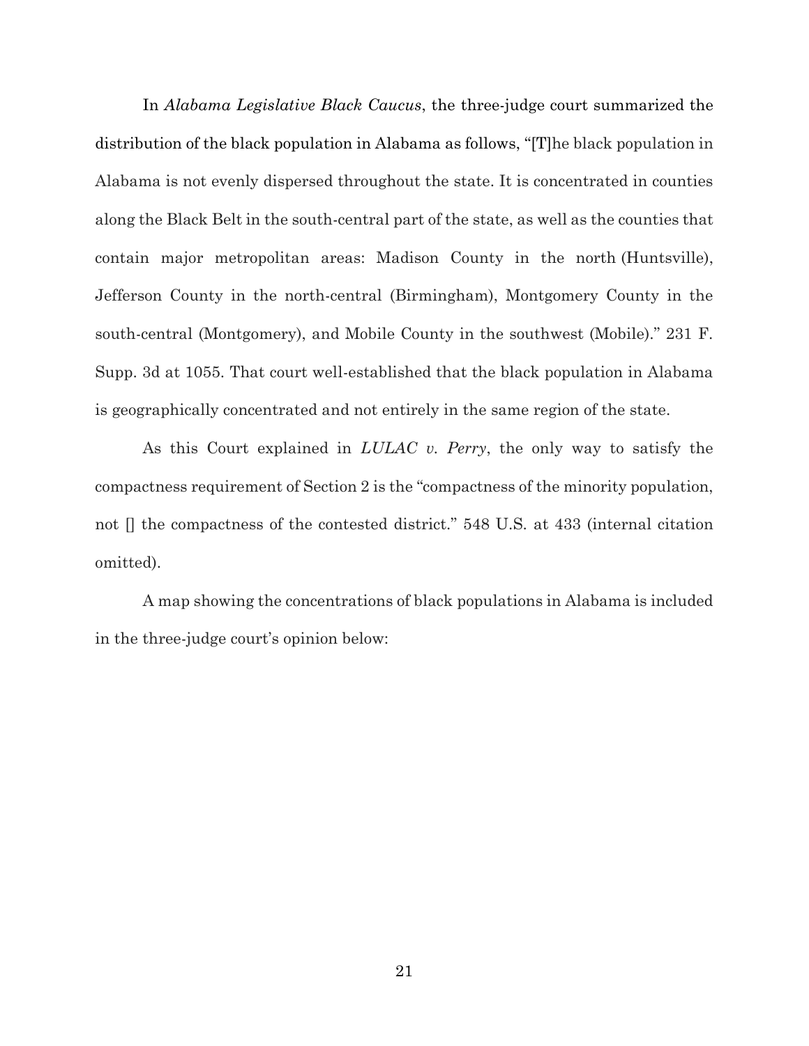In *Alabama Legislative Black Caucus*, the three-judge court summarized the distribution of the black population in Alabama as follows, "[T]he black population in Alabama is not evenly dispersed throughout the state. It is concentrated in counties along the Black Belt in the south-central part of the state, as well as the counties that contain major metropolitan areas: Madison County in the north (Huntsville), Jefferson County in the north-central (Birmingham), Montgomery County in the south-central (Montgomery), and Mobile County in the southwest (Mobile)." 231 F. Supp. 3d at 1055. That court well-established that the black population in Alabama is geographically concentrated and not entirely in the same region of the state.

As this Court explained in *LULAC v. Perry*, the only way to satisfy the compactness requirement of Section 2 is the "compactness of the minority population, not [] the compactness of the contested district." 548 U.S. at 433 (internal citation omitted).

A map showing the concentrations of black populations in Alabama is included in the three-judge court's opinion below: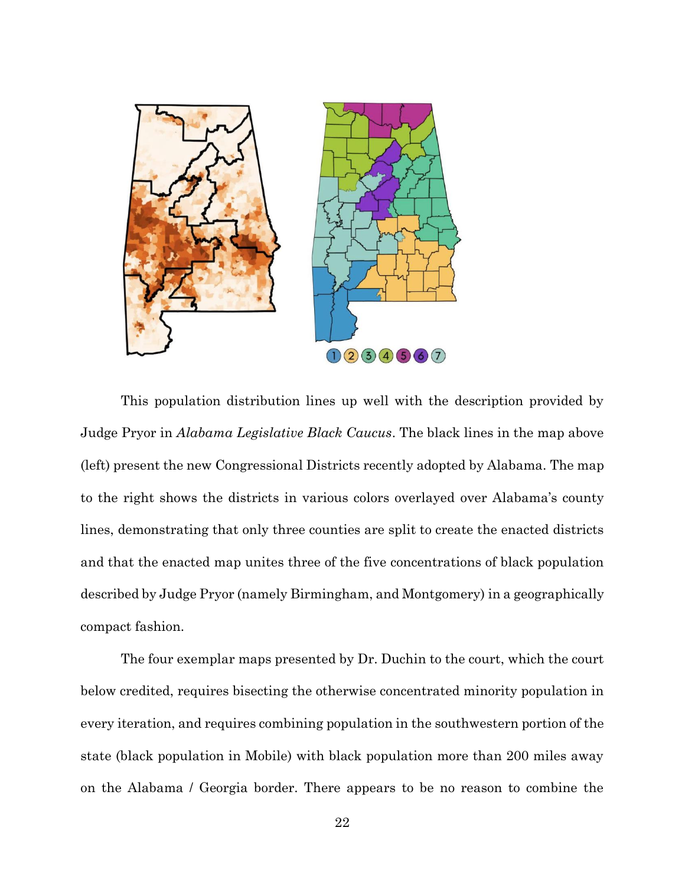This population distribution lines up well with the description provided by Judge Pryor in *Alabama Legislative Black Caucus*. The black lines in the map above (left) present the new Congressional Districts recently adopted by Alabama. The map to the right shows the districts in various colors overlayed over Alabama's county lines, demonstrating that only three counties are split to create the enacted districts and that the enacted map unites three of the five concentrations of black population described by Judge Pryor (namely Birmingham, and Montgomery) in a geographically compact fashion.

The four exemplar maps presented by Dr. Duchin to the court, which the court below credited, requires bisecting the otherwise concentrated minority population in every iteration, and requires combining population in the southwestern portion of the state (black population in Mobile) with black population more than 200 miles away on the Alabama / Georgia border. There appears to be no reason to combine the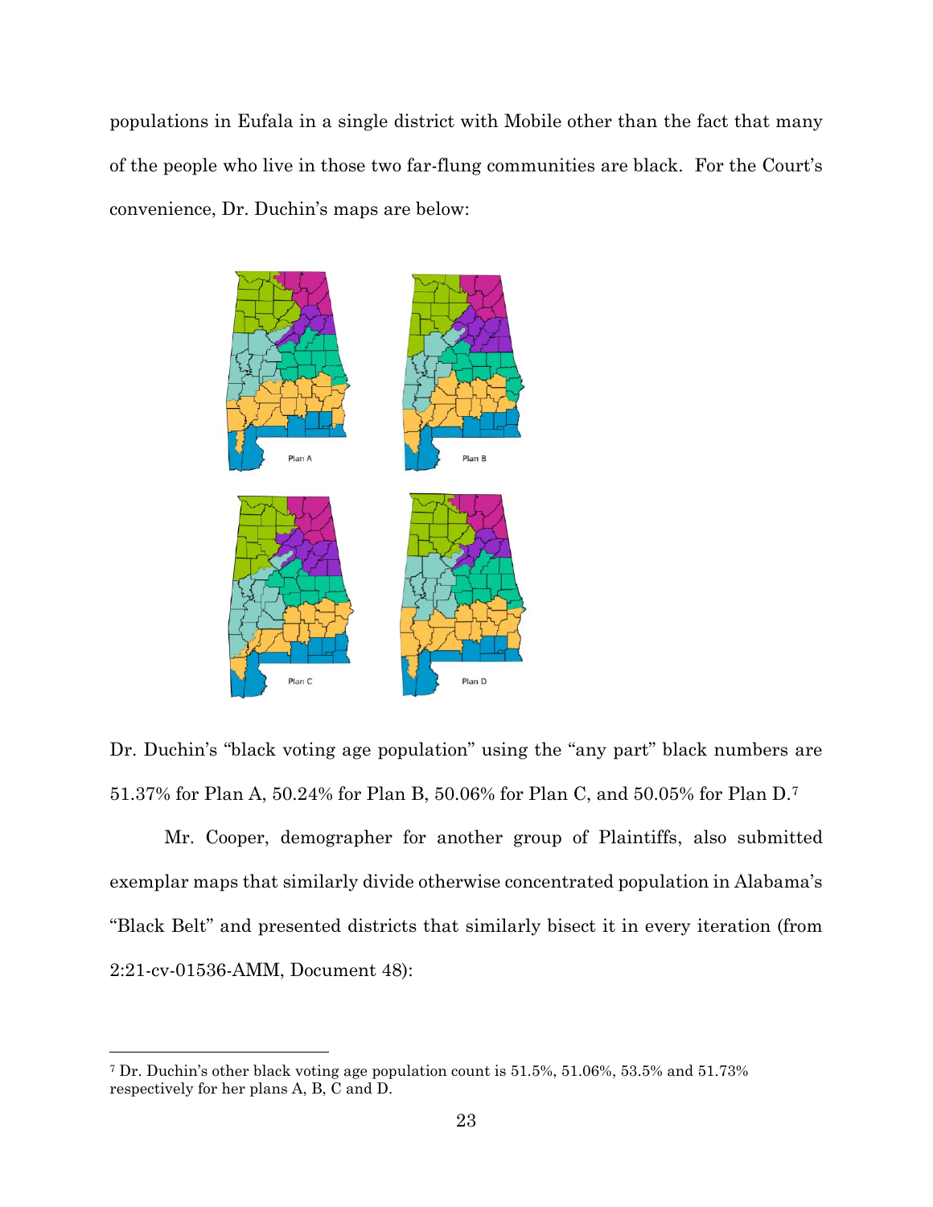populations in Eufala in a single district with Mobile other than the fact that many of the people who live in those two far-flung communities are black. For the Court's convenience, Dr. Duchin's maps are below:

Plan A

Plan B

Plan C

Plan D

Dr. Duchin's "black voting age population" using the "any part" black numbers are 51.37% for Plan A, 50.24% for Plan B, 50.06% for Plan C, and 50.05% for Plan D.[7]

Mr. Cooper, demographer for another group of Plaintiffs, also submitted exemplar maps that similarly divide otherwise concentrated population in Alabama's "Black Belt" and presented districts that similarly bisect it in every iteration (from 2:21-cv-01536-AMM, Document 48):

---

[7] Dr. Duchin's other black voting age population count is 51.5%, 51.06%, 53.5% and 51.73% respectively for her plans A, B, C and D.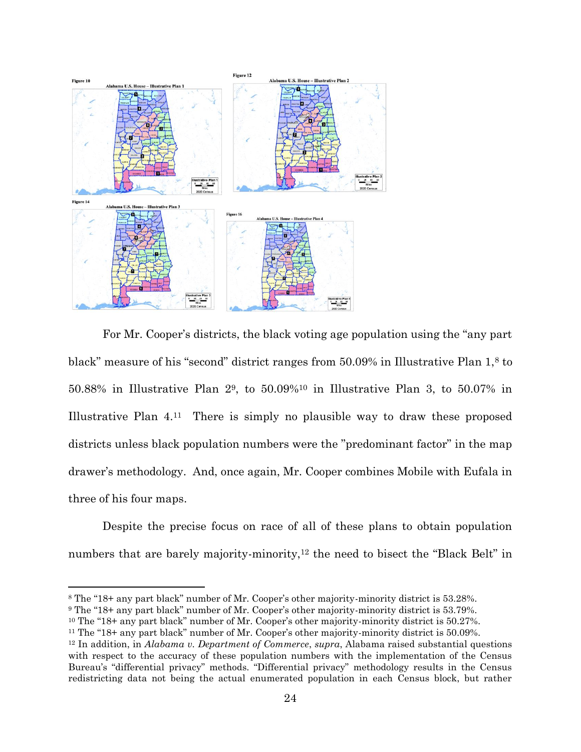Figure 10

Alabama U.S. House – Illustrative Plan 1

Figure 12

Alabama U.S. House – Illustrative Plan 2

Figure 14

Alabama U.S. House – Illustrative Plan 3

Figure 16

Alabama U.S. House – Illustrative Plan 4

For Mr. Cooper's districts, the black voting age population using the "any part black" measure of his "second" district ranges from 50.09% in Illustrative Plan 1,[8] to 50.88% in Illustrative Plan 2[9], to 50.09%[10] in Illustrative Plan 3, to 50.07% in Illustrative Plan 4.[11] There is simply no plausible way to draw these proposed districts unless black population numbers were the "predominant factor" in the map drawer's methodology. And, once again, Mr. Cooper combines Mobile with Eufala in three of his four maps.

Despite the precise focus on race of all of these plans to obtain population numbers that are barely majority-minority,[12] the need to bisect the "Black Belt" in

---

[8] The "18+ any part black" number of Mr. Cooper's other majority-minority district is 53.28%.

[9] The "18+ any part black" number of Mr. Cooper's other majority-minority district is 53.79%.

[10] The "18+ any part black" number of Mr. Cooper's other majority-minority district is 50.27%.

[11] The "18+ any part black" number of Mr. Cooper's other majority-minority district is 50.09%.

[12] In addition, in *Alabama v. Department of Commerce*, *supra*, Alabama raised substantial questions with respect to the accuracy of these population numbers with the implementation of the Census Bureau's "differential privacy" methods. "Differential privacy" methodology results in the Census redistricting data not being the actual enumerated population in each Census block, but rather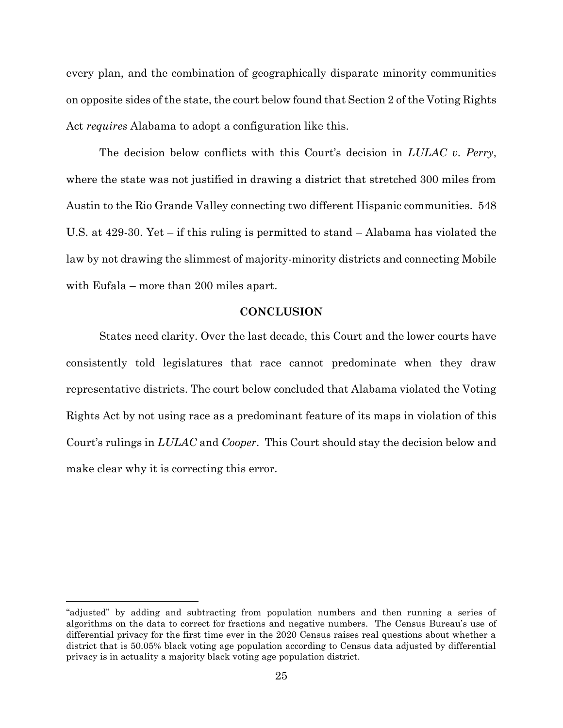every plan, and the combination of geographically disparate minority communities on opposite sides of the state, the court below found that Section 2 of the Voting Rights Act *requires* Alabama to adopt a configuration like this.

The decision below conflicts with this Court's decision in *LULAC v. Perry*, where the state was not justified in drawing a district that stretched 300 miles from Austin to the Rio Grande Valley connecting two different Hispanic communities. 548 U.S. at 429-30. Yet – if this ruling is permitted to stand – Alabama has violated the law by not drawing the slimmest of majority-minority districts and connecting Mobile with Eufala – more than 200 miles apart.

## CONCLUSION

States need clarity. Over the last decade, this Court and the lower courts have consistently told legislatures that race cannot predominate when they draw representative districts. The court below concluded that Alabama violated the Voting Rights Act by not using race as a predominant feature of its maps in violation of this Court's rulings in *LULAC* and *Cooper*. This Court should stay the decision below and make clear why it is correcting this error.

---

"adjusted" by adding and subtracting from population numbers and then running a series of algorithms on the data to correct for fractions and negative numbers. The Census Bureau's use of differential privacy for the first time ever in the 2020 Census raises real questions about whether a district that is 50.05% black voting age population according to Census data adjusted by differential privacy is in actuality a majority black voting age population district.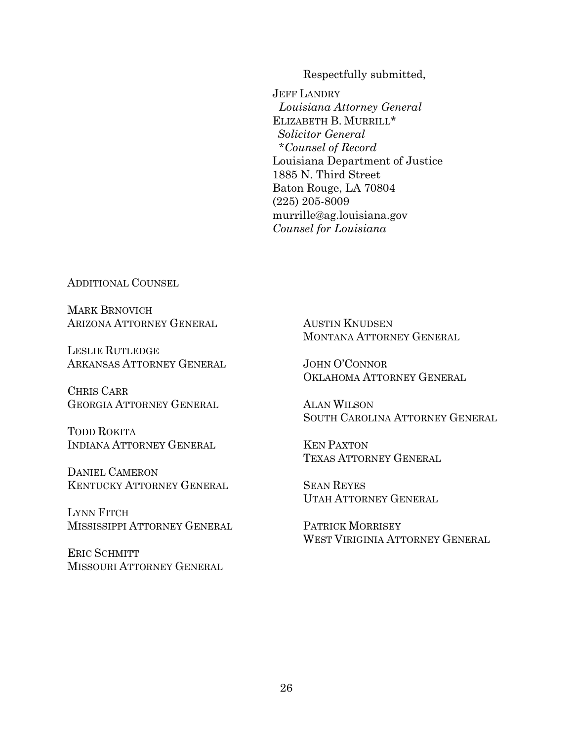Respectfully submitted,

JEFF LANDRY
*Louisiana Attorney General*
ELIZABETH B. MURRILL*
*Solicitor General*
**Counsel of Record*
Louisiana Department of Justice
1885 N. Third Street
Baton Rouge, LA 70804
(225) 205-8009
murrille@ag.louisiana.gov
*Counsel for Louisiana*

ADDITIONAL COUNSEL

MARK BRNOVICH
ARIZONA ATTORNEY GENERAL

LESLIE RUTLEDGE
ARKANSAS ATTORNEY GENERAL

CHRIS CARR
GEORGIA ATTORNEY GENERAL

TODD ROKITA
INDIANA ATTORNEY GENERAL

DANIEL CAMERON
KENTUCKY ATTORNEY GENERAL

LYNN FITCH
MISSISSIPPI ATTORNEY GENERAL

ERIC SCHMITT
MISSOURI ATTORNEY GENERAL

AUSTIN KNUDSEN
MONTANA ATTORNEY GENERAL

JOHN O'CONNOR
OKLAHOMA ATTORNEY GENERAL

ALAN WILSON
SOUTH CAROLINA ATTORNEY GENERAL

KEN PAXTON
TEXAS ATTORNEY GENERAL

SEAN REYES
UTAH ATTORNEY GENERAL

PATRICK MORRISEY
WEST VIRIGINIA ATTORNEY GENERAL